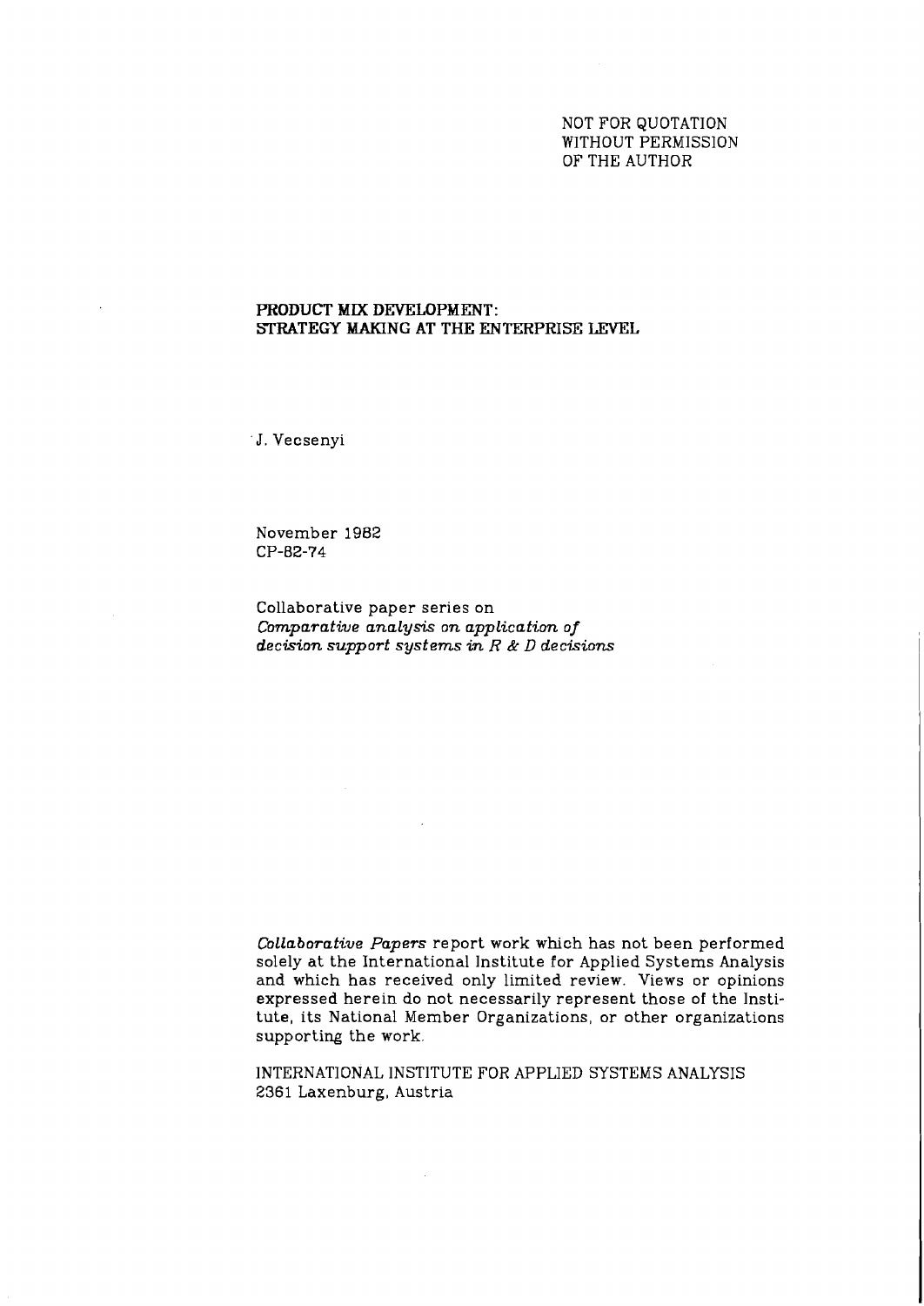NOT FOR QUOTATION
WITHOUT PERMISSION
OF THE AUTHOR

# PRODUCT MIX DEVELOPMENT: STRATEGY MAKING AT THE ENTERPRISE LEVEL

J. Vecsenyi

November 1982
CP-82-74

Collaborative paper series on
*Comparative analysis on application of decision support systems in R & D decisions*

*Collaborative Papers* report work which has not been performed solely at the International Institute for Applied Systems Analysis and which has received only limited review. Views or opinions expressed herein do not necessarily represent those of the Institute, its National Member Organizations, or other organizations supporting the work.

INTERNATIONAL INSTITUTE FOR APPLIED SYSTEMS ANALYSIS
2361 Laxenburg, Austria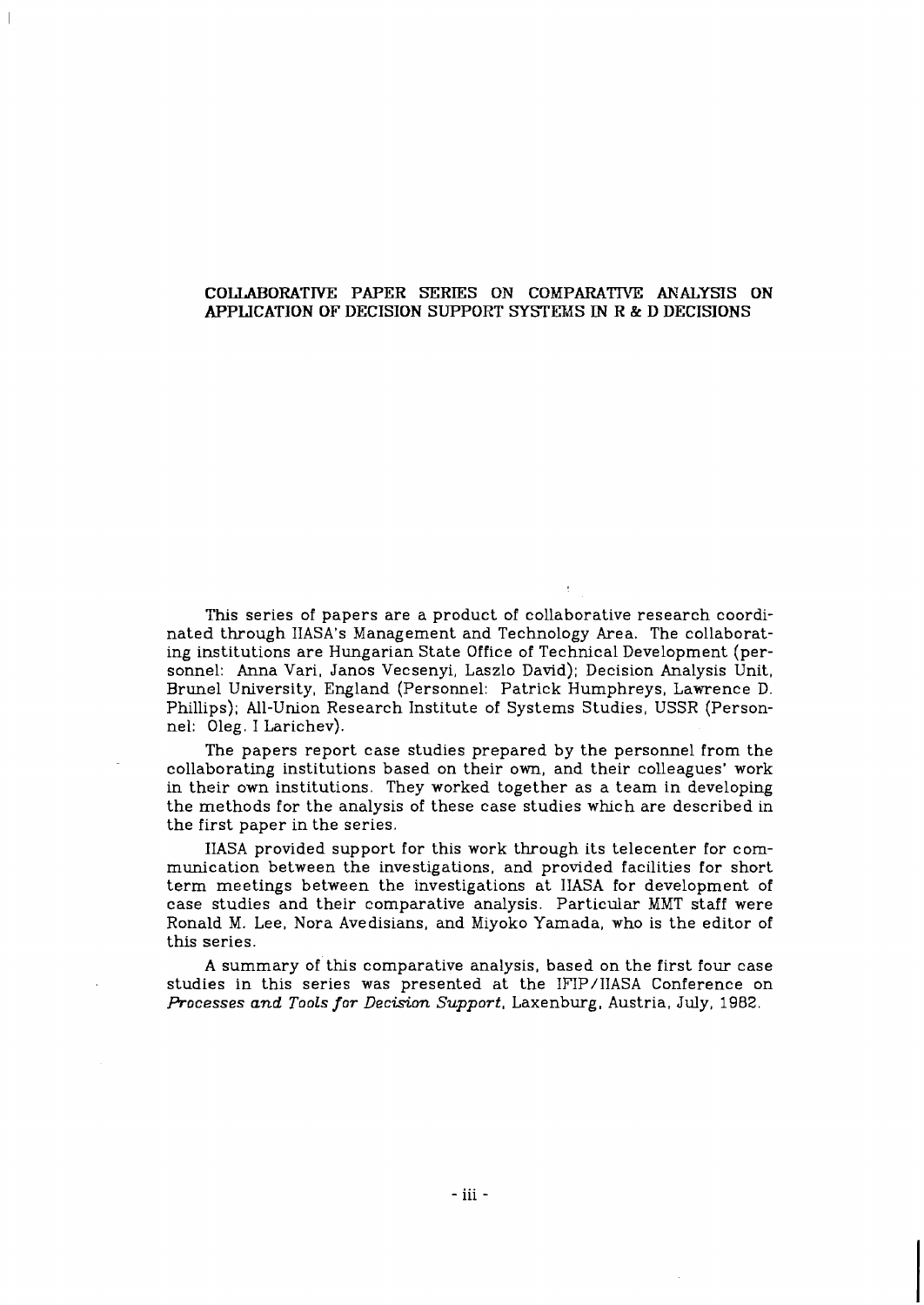**COLLABORATIVE PAPER SERIES ON COMPARATIVE ANALYSIS ON APPLICATION OF DECISION SUPPORT SYSTEMS IN R & D DECISIONS**

This series of papers are a product of collaborative research coordinated through IIASA's Management and Technology Area. The collaborating institutions are Hungarian State Office of Technical Development (personnel: Anna Vari, Janos Vecsenyi, Laszlo David); Decision Analysis Unit, Brunel University, England (Personnel: Patrick Humphreys, Lawrence D. Phillips); All-Union Research Institute of Systems Studies, USSR (Personnel: Oleg. I Larichev).

The papers report case studies prepared by the personnel from the collaborating institutions based on their own, and their colleagues' work in their own institutions. They worked together as a team in developing the methods for the analysis of these case studies which are described in the first paper in the series.

IIASA provided support for this work through its telecenter for communication between the investigations, and provided facilities for short term meetings between the investigations at IIASA for development of case studies and their comparative analysis. Particular MMT staff were Ronald M. Lee, Nora Avedisians, and Miyoko Yamada, who is the editor of this series.

A summary of this comparative analysis, based on the first four case studies in this series was presented at the IFIP/IIASA Conference on *Processes and Tools for Decision Support*, Laxenburg, Austria, July, 1982.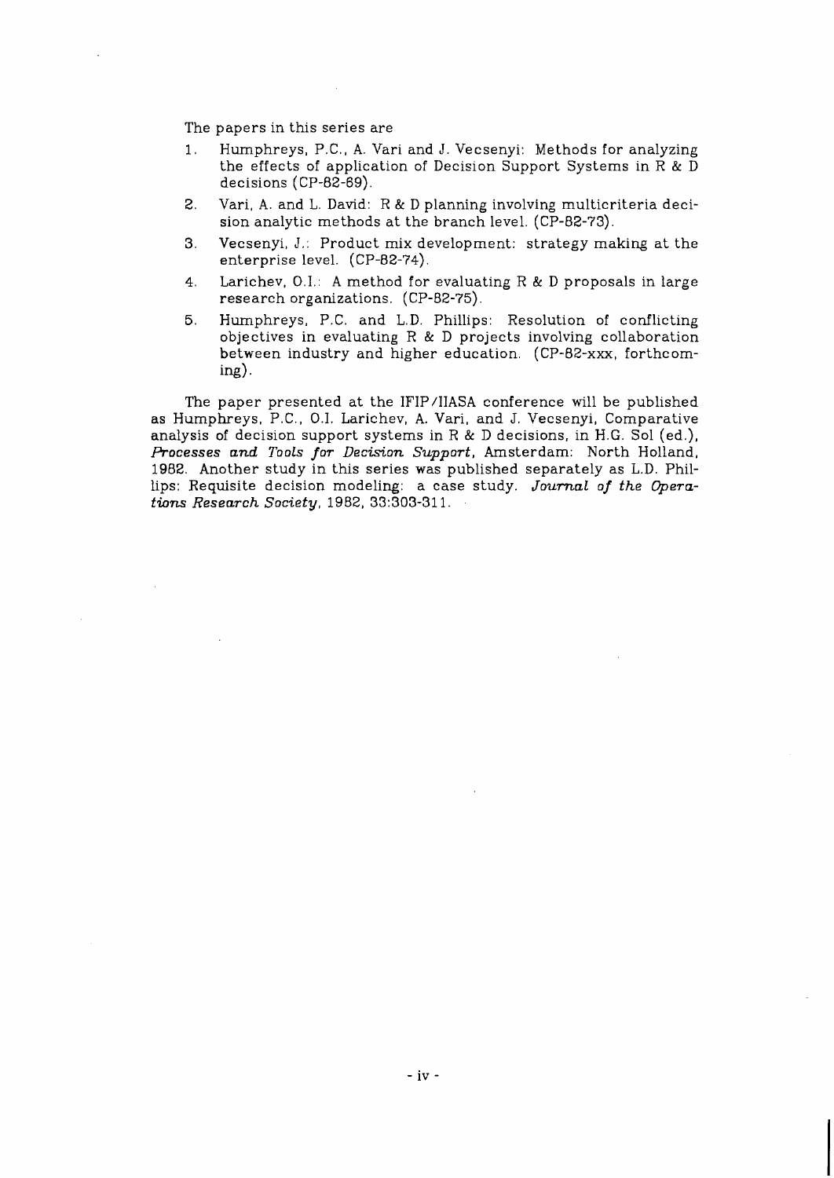The papers in this series are

1. Humphreys, P.C., A. Vari and J. Vecsenyi: Methods for analyzing the effects of application of Decision Support Systems in R & D decisions (CP-82-69).
2. Vari, A. and L. David: R & D planning involving multicriteria decision analytic methods at the branch level. (CP-82-73).
3. Vecsenyi, J.: Product mix development: strategy making at the enterprise level. (CP-82-74).
4. Larichev, O.I.: A method for evaluating R & D proposals in large research organizations. (CP-82-75).
5. Humphreys, P.C. and L.D. Phillips: Resolution of conflicting objectives in evaluating R & D projects involving collaboration between industry and higher education. (CP-82-xxx, forthcoming).

The paper presented at the IFIP/IIASA conference will be published as Humphreys, P.C., O.I. Larichev, A. Vari, and J. Vecsenyi, Comparative analysis of decision support systems in R & D decisions, in H.G. Sol (ed.), *Processes and Tools for Decision Support*, Amsterdam: North Holland, 1982. Another study in this series was published separately as L.D. Phillips: Requisite decision modeling: a case study. *Journal of the Operations Research Society*, 1982, 33:303-311.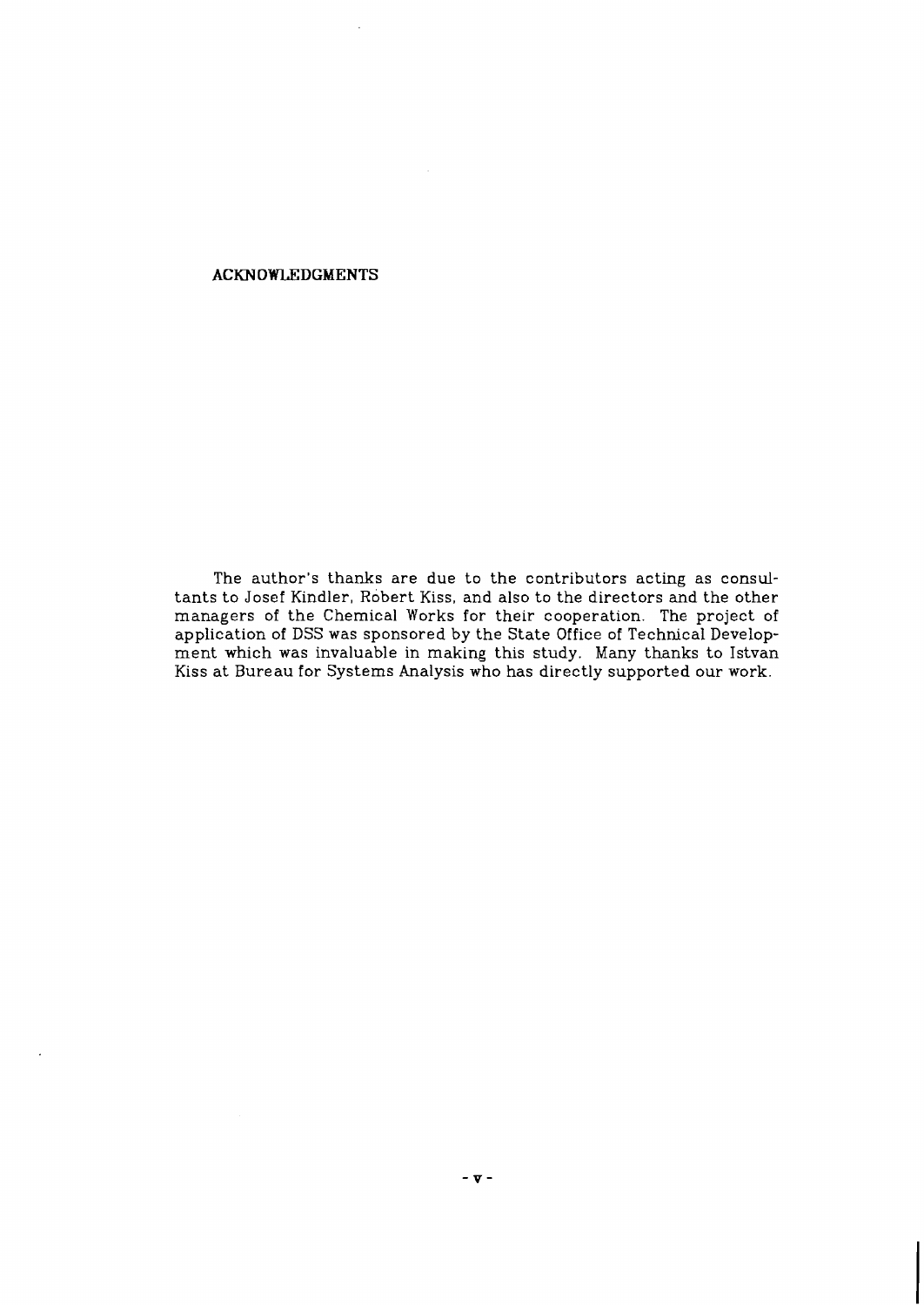## ACKNOWLEDGMENTS

The author's thanks are due to the contributors acting as consultants to Josef Kindler, Róbert Kiss, and also to the directors and the other managers of the Chemical Works for their cooperation. The project of application of DSS was sponsored by the State Office of Technical Development which was invaluable in making this study. Many thanks to Istvan Kiss at Bureau for Systems Analysis who has directly supported our work.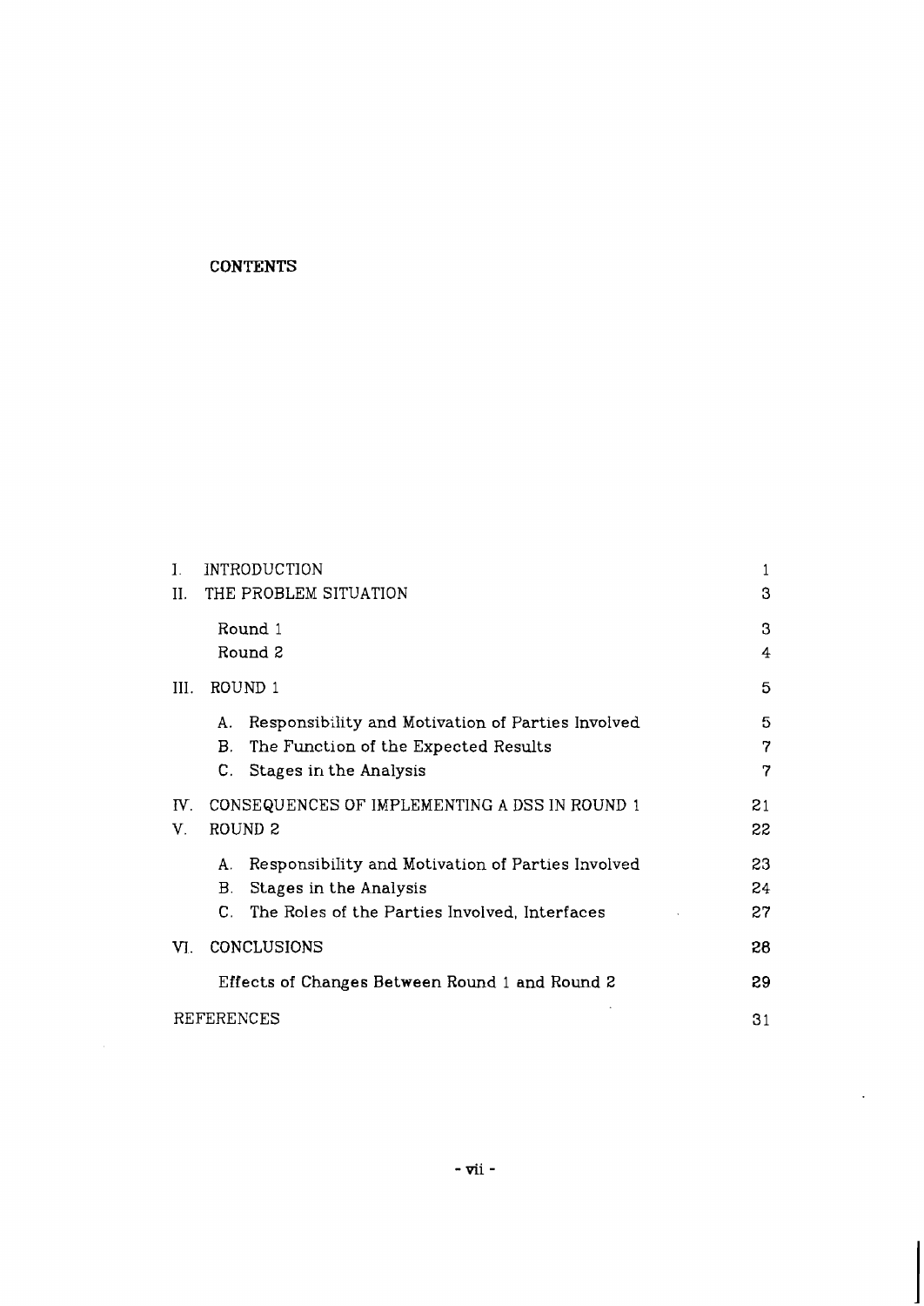# CONTENTS

| | | |
|---|---|---|
| I. | INTRODUCTION | 1 |
| II. | THE PROBLEM SITUATION | 3 |
| | Round 1 | 3 |
| | Round 2 | 4 |
| III. | ROUND 1 | 5 |
| | A. Responsibility and Motivation of Parties Involved | 5 |
| | B. The Function of the Expected Results | 7 |
| | C. Stages in the Analysis | 7 |
| IV. | CONSEQUENCES OF IMPLEMENTING A DSS IN ROUND 1 | 21 |
| V. | ROUND 2 | 22 |
| | A. Responsibility and Motivation of Parties Involved | 23 |
| | B. Stages in the Analysis | 24 |
| | C. The Roles of the Parties Involved, Interfaces | 27 |
| VI. | CONCLUSIONS | 28 |
| | Effects of Changes Between Round 1 and Round 2 | 29 |
| | REFERENCES | 31 |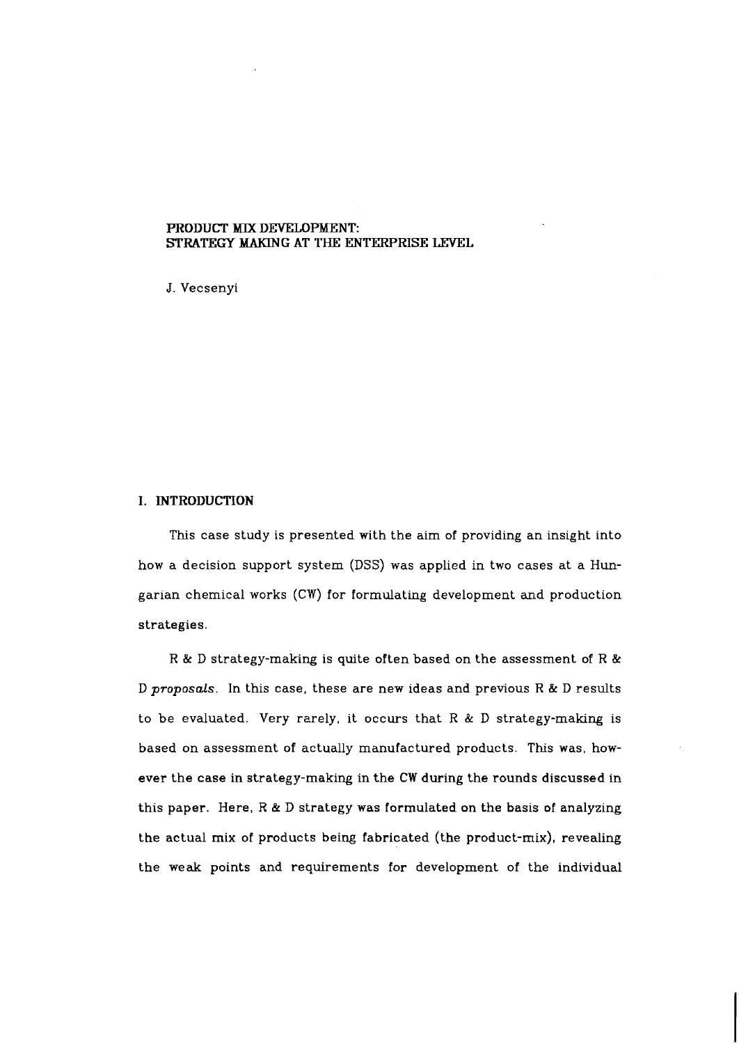# PRODUCT MIX DEVELOPMENT: STRATEGY MAKING AT THE ENTERPRISE LEVEL

J. Vecsenyi

## I. INTRODUCTION

This case study is presented with the aim of providing an insight into how a decision support system (DSS) was applied in two cases at a Hungarian chemical works (CW) for formulating development and production strategies.

R & D strategy-making is quite often based on the assessment of R & D *proposals*. In this case, these are new ideas and previous R & D results to be evaluated. Very rarely, it occurs that R & D strategy-making is based on assessment of actually manufactured products. This was, however the case in strategy-making in the CW during the rounds discussed in this paper. Here, R & D strategy was formulated on the basis of analyzing the actual mix of products being fabricated (the product-mix), revealing the weak points and requirements for development of the individual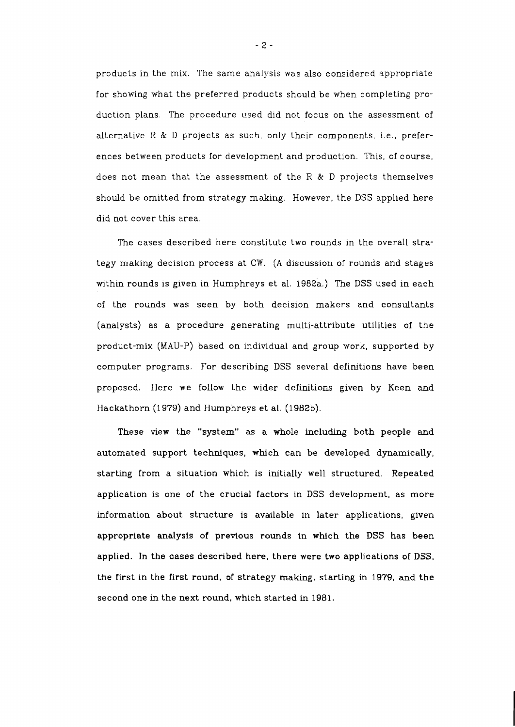products in the mix. The same analysis was also considered appropriate for showing what the preferred products should be when completing production plans. The procedure used did not focus on the assessment of alternative R & D projects as such, only their components, i.e., preferences between products for development and production. This, of course, does not mean that the assessment of the R & D projects themselves should be omitted from strategy making. However, the DSS applied here did not cover this area.

The cases described here constitute two rounds in the overall strategy making decision process at CW. (A discussion of rounds and stages within rounds is given in Humphreys et al. 1982a.) The DSS used in each of the rounds was seen by both decision makers and consultants (analysts) as a procedure generating multi-attribute utilities of the product-mix (MAU-P) based on individual and group work, supported by computer programs. For describing DSS several definitions have been proposed. Here we follow the wider definitions given by Keen and Hackathorn (1979) and Humphreys et al. (1982b).

These view the "system" as a whole including both people and automated support techniques, which can be developed dynamically, starting from a situation which is initially well structured. Repeated application is one of the crucial factors in DSS development, as more information about structure is available in later applications, given appropriate analysis of previous rounds in which the DSS has been applied. In the cases described here, there were two applications of DSS, the first in the first round, of strategy making, starting in 1979, and the second one in the next round, which started in 1981.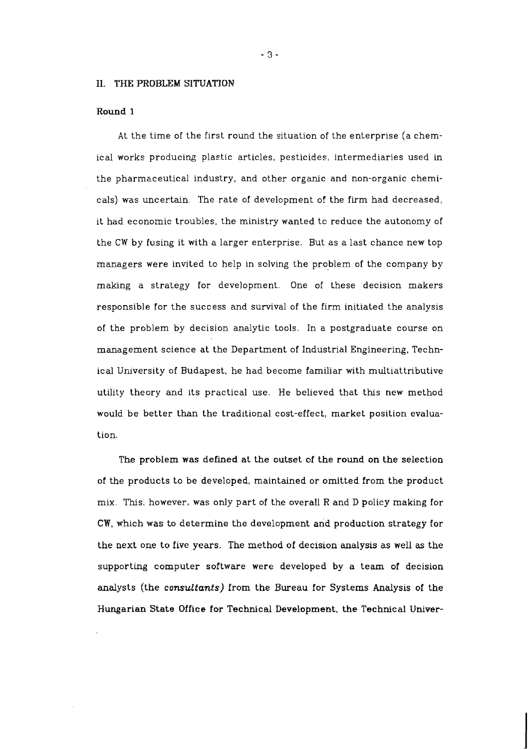## II. THE PROBLEM SITUATION

### Round 1

At the time of the first round the situation of the enterprise (a chemical works producing plastic articles, pesticides, intermediaries used in the pharmaceutical industry, and other organic and non-organic chemicals) was uncertain. The rate of development of the firm had decreased, it had economic troubles, the ministry wanted to reduce the autonomy of the CW by fusing it with a larger enterprise. But as a last chance new top managers were invited to help in solving the problem of the company by making a strategy for development. One of these decision makers responsible for the success and survival of the firm initiated the analysis of the problem by decision analytic tools. In a postgraduate course on management science at the Department of Industrial Engineering, Technical University of Budapest, he had become familiar with multiattributive utility theory and its practical use. He believed that this new method would be better than the traditional cost-effect, market position evaluation.

The problem was defined at the outset of the round on the selection of the products to be developed, maintained or omitted from the product mix. This, however, was only part of the overall R and D policy making for CW, which was to determine the development and production strategy for the next one to five years. The method of decision analysis as well as the supporting computer software were developed by a team of decision analysts (the *consultants)* from the Bureau for Systems Analysis of the Hungarian State Office for Technical Development, the Technical Univer-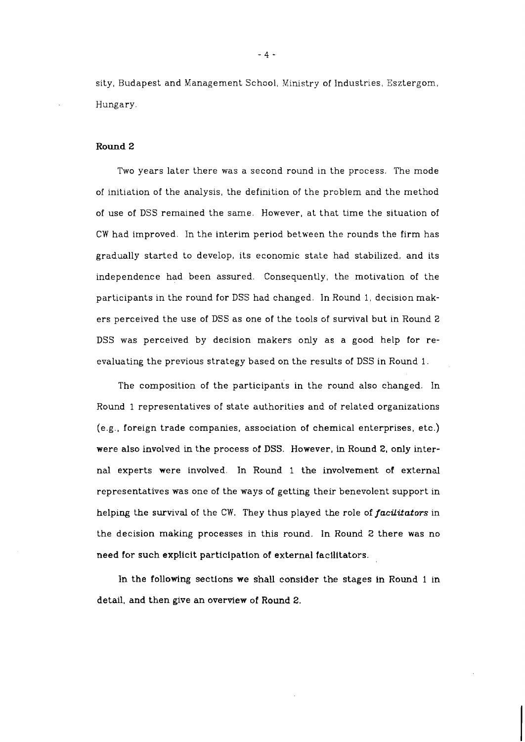sity, Budapest and Management School, Ministry of Industries, Esztergom, Hungary.

### Round 2

Two years later there was a second round in the process. The mode of initiation of the analysis, the definition of the problem and the method of use of DSS remained the same. However, at that time the situation of CW had improved. In the interim period between the rounds the firm has gradually started to develop, its economic state had stabilized, and its independence had been assured. Consequently, the motivation of the participants in the round for DSS had changed. In Round 1, decision makers perceived the use of DSS as one of the tools of survival but in Round 2 DSS was perceived by decision makers only as a good help for re-evaluating the previous strategy based on the results of DSS in Round 1.

The composition of the participants in the round also changed. In Round 1 representatives of state authorities and of related organizations (e.g., foreign trade companies, association of chemical enterprises, etc.) were also involved in the process of DSS. However, in Round 2, only internal experts were involved. In Round 1 the involvement of external representatives was one of the ways of getting their benevolent support in helping the survival of the CW. They thus played the role of ***facilitators*** in the decision making processes in this round. In Round 2 there was no need for such explicit participation of external facilitators.

In the following sections we shall consider the stages in Round 1 in detail, and then give an overview of Round 2.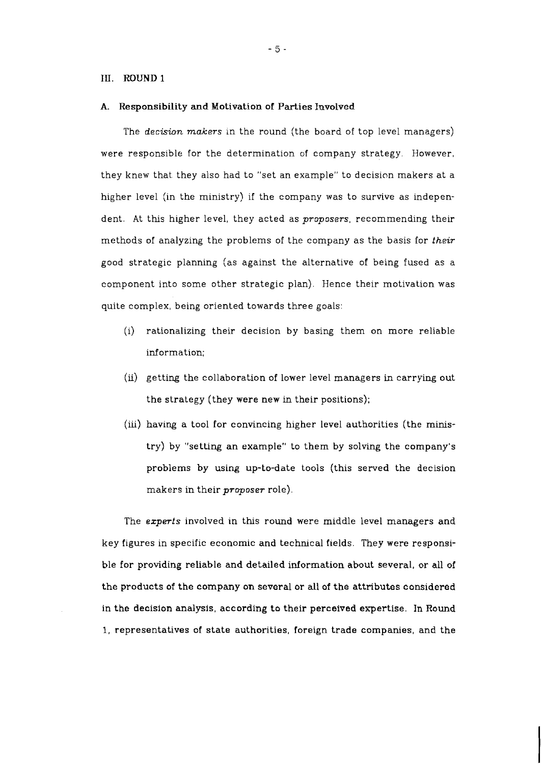## III. ROUND 1

### A. Responsibility and Motivation of Parties Involved

The *decision makers* in the round (the board of top level managers) were responsible for the determination of company strategy. However, they knew that they also had to "set an example" to decision makers at a higher level (in the ministry) if the company was to survive as independent. At this higher level, they acted as *proposers*, recommending their methods of analyzing the problems of the company as the basis for *their* good strategic planning (as against the alternative of being fused as a component into some other strategic plan). Hence their motivation was quite complex, being oriented towards three goals:

(i) rationalizing their decision by basing them on more reliable information;

(ii) getting the collaboration of lower level managers in carrying out the strategy (they were new in their positions);

(iii) having a tool for convincing higher level authorities (the ministry) by "setting an example" to them by solving the company's problems by using up-to-date tools (this served the decision makers in their *proposer* role).

The *experts* involved in this round were middle level managers and key figures in specific economic and technical fields. They were responsible for providing reliable and detailed information about several, or all of the products of the company on several or all of the attributes considered in the decision analysis, according to their perceived expertise. In Round 1, representatives of state authorities, foreign trade companies, and the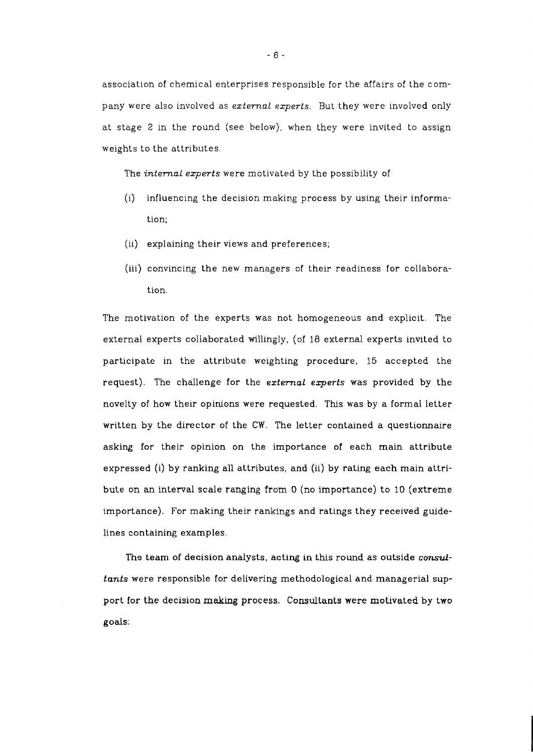association of chemical enterprises responsible for the affairs of the company were also involved as *external experts*. But they were involved only at stage 2 in the round (see below), when they were invited to assign weights to the attributes.

The *internal experts* were motivated by the possibility of

(i) influencing the decision making process by using their information;

(ii) explaining their views and preferences;

(iii) convincing the new managers of their readiness for collaboration.

The motivation of the experts was not homogeneous and explicit. The external experts collaborated willingly, (of 18 external experts invited to participate in the attribute weighting procedure, 15 accepted the request). The challenge for the *external experts* was provided by the novelty of how their opinions were requested. This was by a formal letter written by the director of the CW. The letter contained a questionnaire asking for their opinion on the importance of each main attribute expressed (i) by ranking all attributes, and (ii) by rating each main attribute on an interval scale ranging from 0 (no importance) to 10 (extreme importance). For making their rankings and ratings they received guidelines containing examples.

The team of decision analysts, acting in this round as outside *consultants* were responsible for delivering methodological and managerial support for the decision making process. Consultants were motivated by two goals: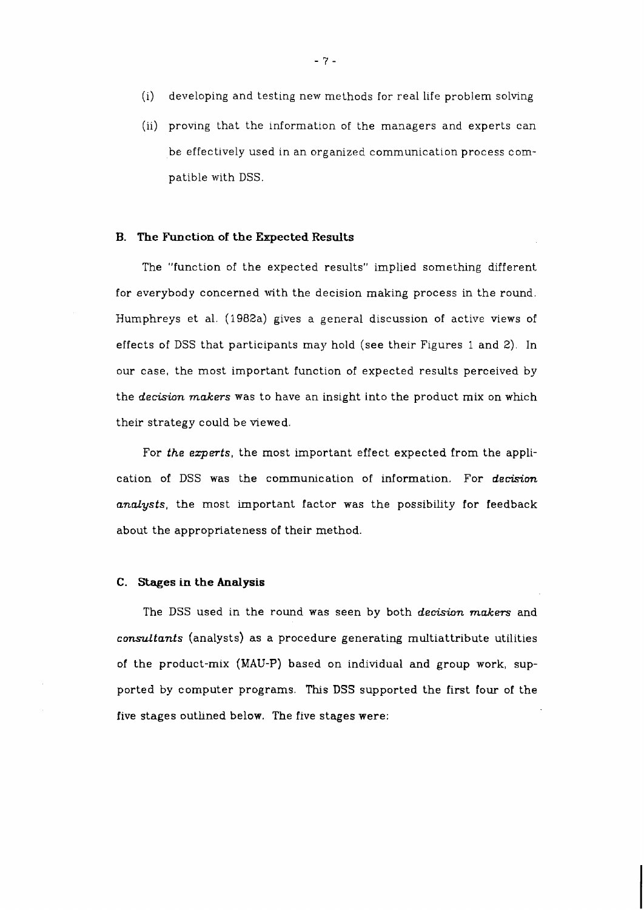(i) developing and testing new methods for real life problem solving

(ii) proving that the information of the managers and experts can be effectively used in an organized communication process compatible with DSS.

### B. The Function of the Expected Results

The "function of the expected results" implied something different for everybody concerned with the decision making process in the round. Humphreys et al. (1982a) gives a general discussion of active views of effects of DSS that participants may hold (see their Figures 1 and 2). In our case, the most important function of expected results perceived by the *decision makers* was to have an insight into the product mix on which their strategy could be viewed.

For *the experts*, the most important effect expected from the application of DSS was the communication of information. For *decision analysts*, the most important factor was the possibility for feedback about the appropriateness of their method.

### C. Stages in the Analysis

The DSS used in the round was seen by both *decision makers* and *consultants* (analysts) as a procedure generating multiattribute utilities of the product-mix (MAU-P) based on individual and group work, supported by computer programs. This DSS supported the first four of the five stages outlined below. The five stages were: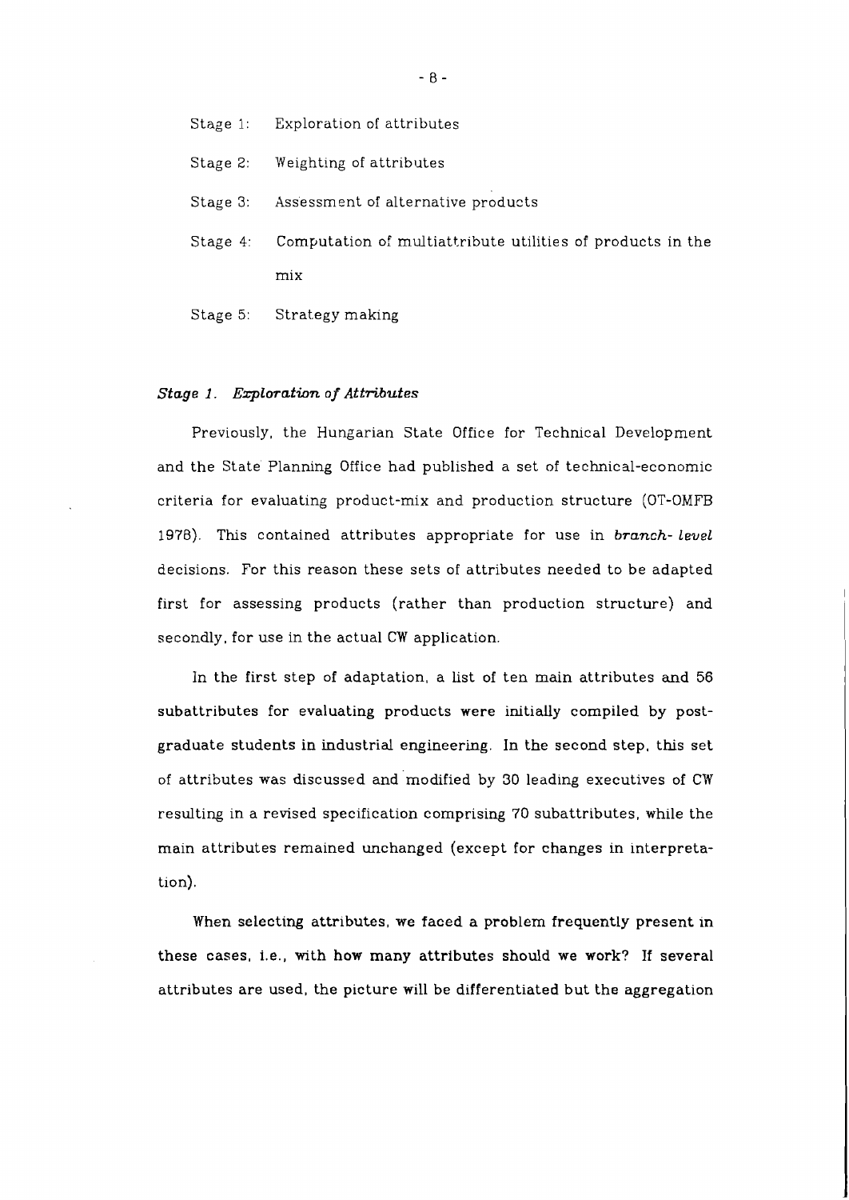Stage 1: Exploration of attributes

Stage 2: Weighting of attributes

Stage 3: Assessment of alternative products

Stage 4: Computation of multiattribute utilities of products in the mix

Stage 5: Strategy making

### *Stage 1. Exploration of Attributes*

Previously, the Hungarian State Office for Technical Development and the State Planning Office had published a set of technical-economic criteria for evaluating product-mix and production structure (OT-OMFB 1978). This contained attributes appropriate for use in *branch- level* decisions. For this reason these sets of attributes needed to be adapted first for assessing products (rather than production structure) and secondly, for use in the actual CW application.

In the first step of adaptation, a list of ten main attributes and 56 subattributes for evaluating products were initially compiled by post-graduate students in industrial engineering. In the second step, this set of attributes was discussed and modified by 30 leading executives of CW resulting in a revised specification comprising 70 subattributes, while the main attributes remained unchanged (except for changes in interpretation).

When selecting attributes, we faced a problem frequently present in these cases, i.e., with how many attributes should we work? If several attributes are used, the picture will be differentiated but the aggregation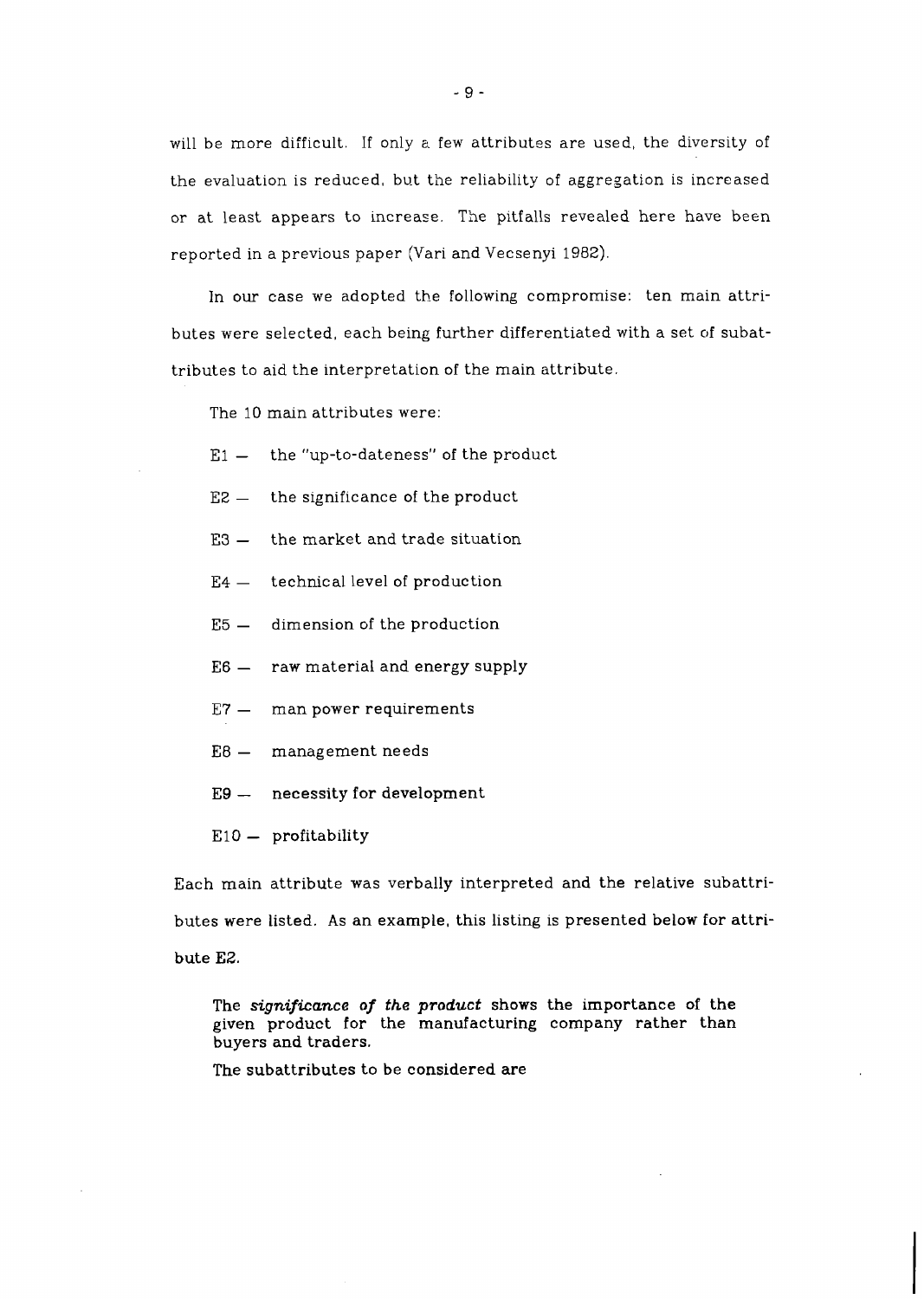will be more difficult. If only a few attributes are used, the diversity of the evaluation is reduced, but the reliability of aggregation is increased or at least appears to increase. The pitfalls revealed here have been reported in a previous paper (Vari and Vecsenyi 1982).

In our case we adopted the following compromise: ten main attributes were selected, each being further differentiated with a set of subattributes to aid the interpretation of the main attribute.

The 10 main attributes were:

E1 — the "up-to-dateness" of the product

E2 — the significance of the product

E3 — the market and trade situation

E4 — technical level of production

E5 — dimension of the production

E6 — raw material and energy supply

E7 — man power requirements

E8 — management needs

E9 — necessity for development

E10 — profitability

Each main attribute was verbally interpreted and the relative subattributes were listed. As an example, this listing is presented below for attribute E2.

> The *significance of the product* shows the importance of the given product for the manufacturing company rather than buyers and traders.
>
> The subattributes to be considered are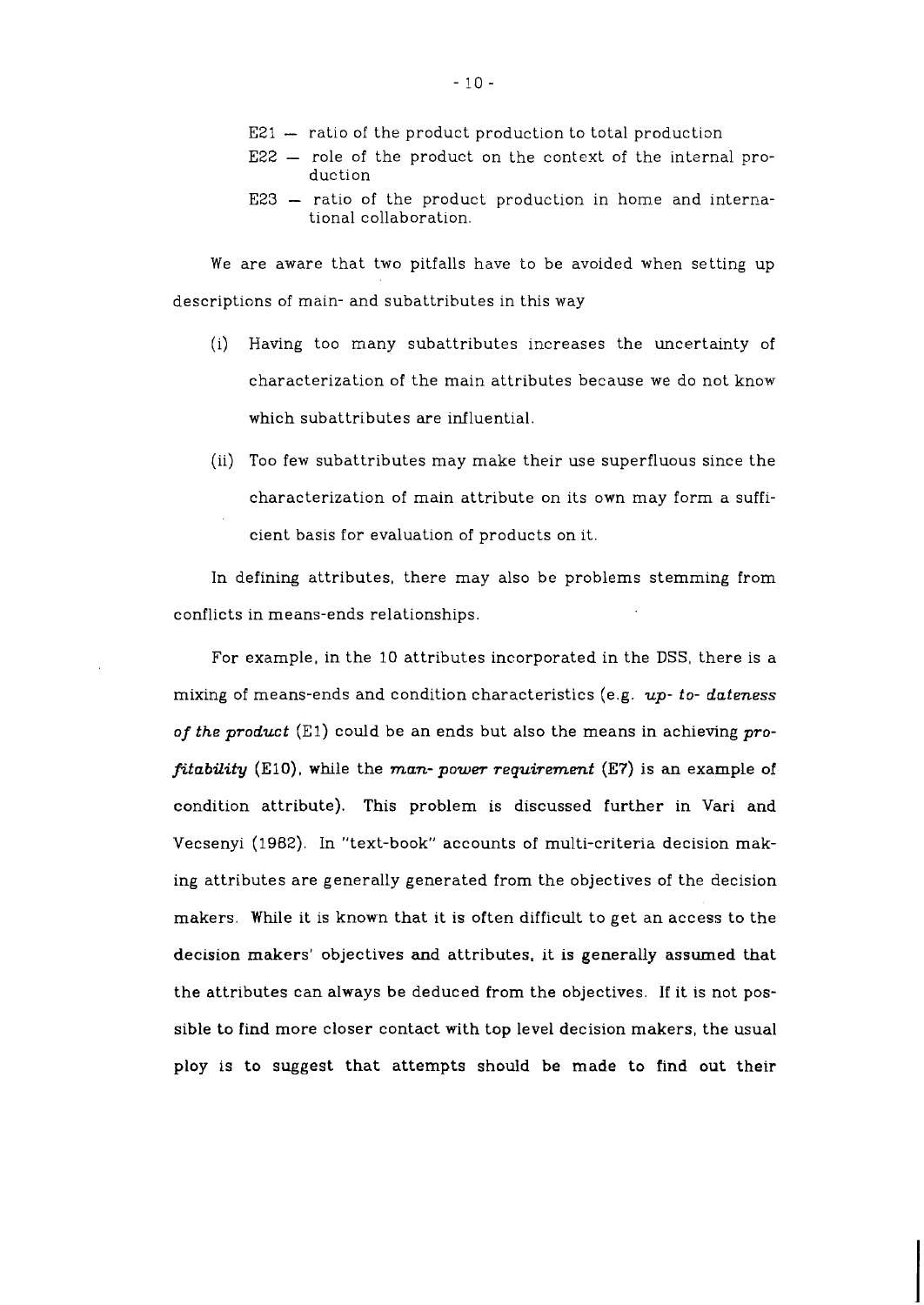- E21 — ratio of the product production to total production
- E22 — role of the product on the context of the internal production
- E23 — ratio of the product production in home and international collaboration.

We are aware that two pitfalls have to be avoided when setting up descriptions of main- and subattributes in this way

(i) Having too many subattributes increases the uncertainty of characterization of the main attributes because we do not know which subattributes are influential.

(ii) Too few subattributes may make their use superfluous since the characterization of main attribute on its own may form a sufficient basis for evaluation of products on it.

In defining attributes, there may also be problems stemming from conflicts in means-ends relationships.

For example, in the 10 attributes incorporated in the DSS, there is a mixing of means-ends and condition characteristics (e.g. *up- to- dateness of the product* (E1) could be an ends but also the means in achieving *profitability* (E10), while the *man- power requirement* (E7) is an example of condition attribute). This problem is discussed further in Vari and Vecsenyi (1982). In "text-book" accounts of multi-criteria decision making attributes are generally generated from the objectives of the decision makers. While it is known that it is often difficult to get an access to the decision makers' objectives and attributes, it is generally assumed that the attributes can always be deduced from the objectives. If it is not possible to find more closer contact with top level decision makers, the usual ploy is to suggest that attempts should be made to find out their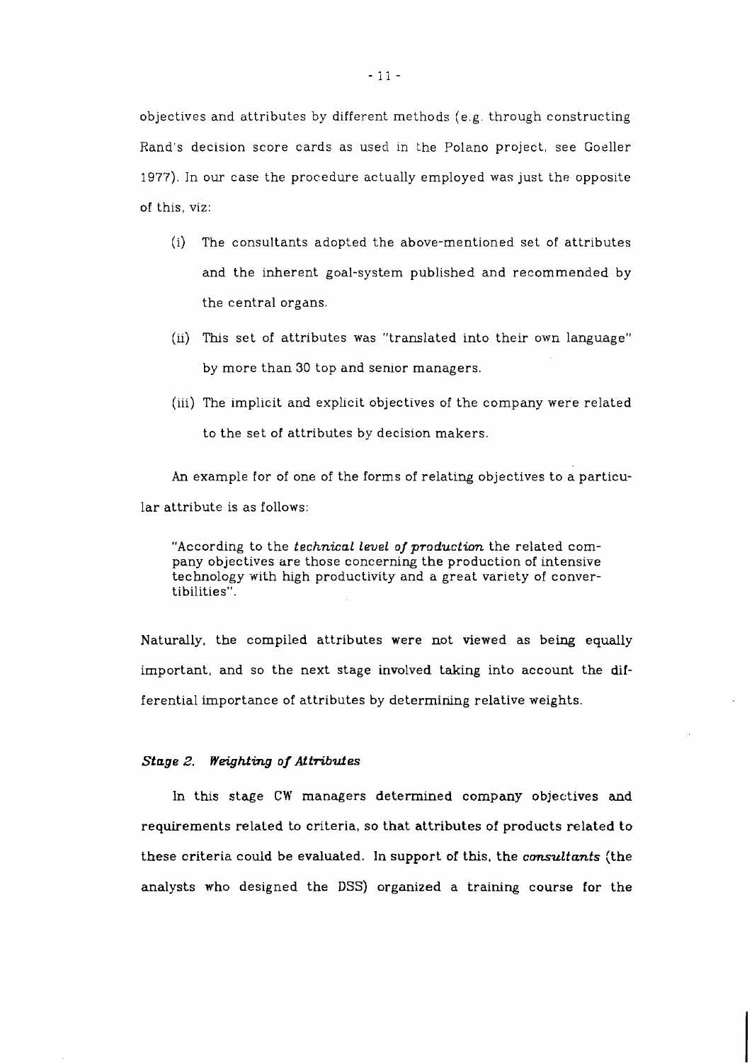objectives and attributes by different methods (e.g. through constructing Rand's decision score cards as used in the Polano project, see Goeller 1977). In our case the procedure actually employed was just the opposite of this, viz:

(i) The consultants adopted the above-mentioned set of attributes and the inherent goal-system published and recommended by the central organs.

(ii) This set of attributes was "translated into their own language" by more than 30 top and senior managers.

(iii) The implicit and explicit objectives of the company were related to the set of attributes by decision makers.

An example for of one of the forms of relating objectives to a particular attribute is as follows:

> "According to the *technical level of production* the related company objectives are those concerning the production of intensive technology with high productivity and a great variety of convertibilities".

Naturally, the compiled attributes were not viewed as being equally important, and so the next stage involved taking into account the differential importance of attributes by determining relative weights.

### *Stage 2. Weighting of Attributes*

In this stage CW managers determined company objectives and requirements related to criteria, so that attributes of products related to these criteria could be evaluated. In support of this, the *consultants* (the analysts who designed the DSS) organized a training course for the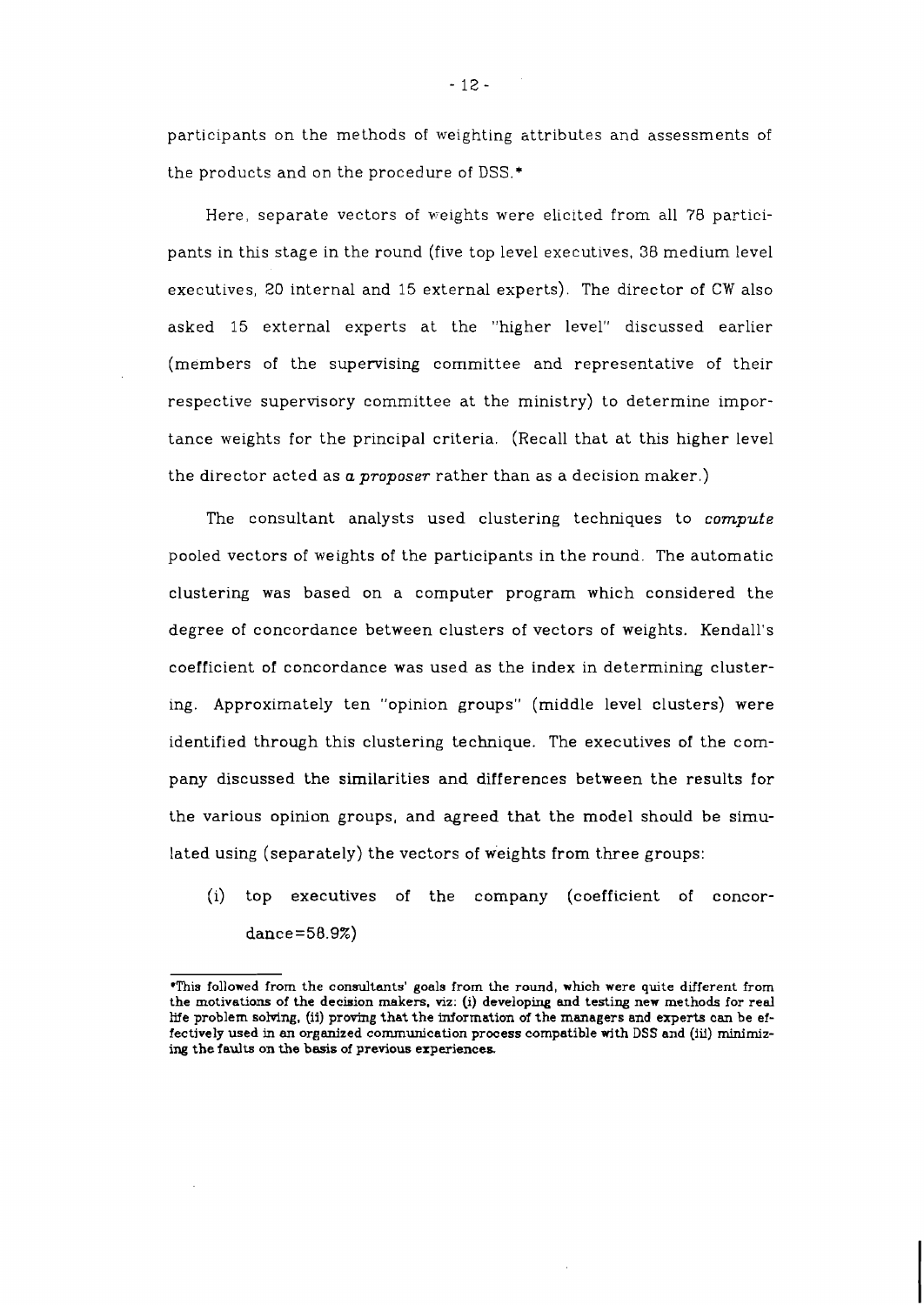participants on the methods of weighting attributes and assessments of the products and on the procedure of DSS.*

Here, separate vectors of weights were elicited from all 78 participants in this stage in the round (five top level executives, 38 medium level executives, 20 internal and 15 external experts). The director of CW also asked 15 external experts at the "higher level" discussed earlier (members of the supervising committee and representative of their respective supervisory committee at the ministry) to determine importance weights for the principal criteria. (Recall that at this higher level the director acted as *a proposer* rather than as a decision maker.)

The consultant analysts used clustering techniques to *compute* pooled vectors of weights of the participants in the round. The automatic clustering was based on a computer program which considered the degree of concordance between clusters of vectors of weights. Kendall's coefficient of concordance was used as the index in determining clustering. Approximately ten "opinion groups" (middle level clusters) were identified through this clustering technique. The executives of the company discussed the similarities and differences between the results for the various opinion groups, and agreed that the model should be simulated using (separately) the vectors of weights from three groups:

(i) top executives of the company (coefficient of concordance=58.9%)

---

*This followed from the consultants' goals from the round, which were quite different from the motivations of the decision makers, viz: (i) developing and testing new methods for real life problem solving, (ii) proving that the information of the managers and experts can be effectively used in an organized communication process compatible with DSS and (iii) minimizing the faults on the basis of previous experiences.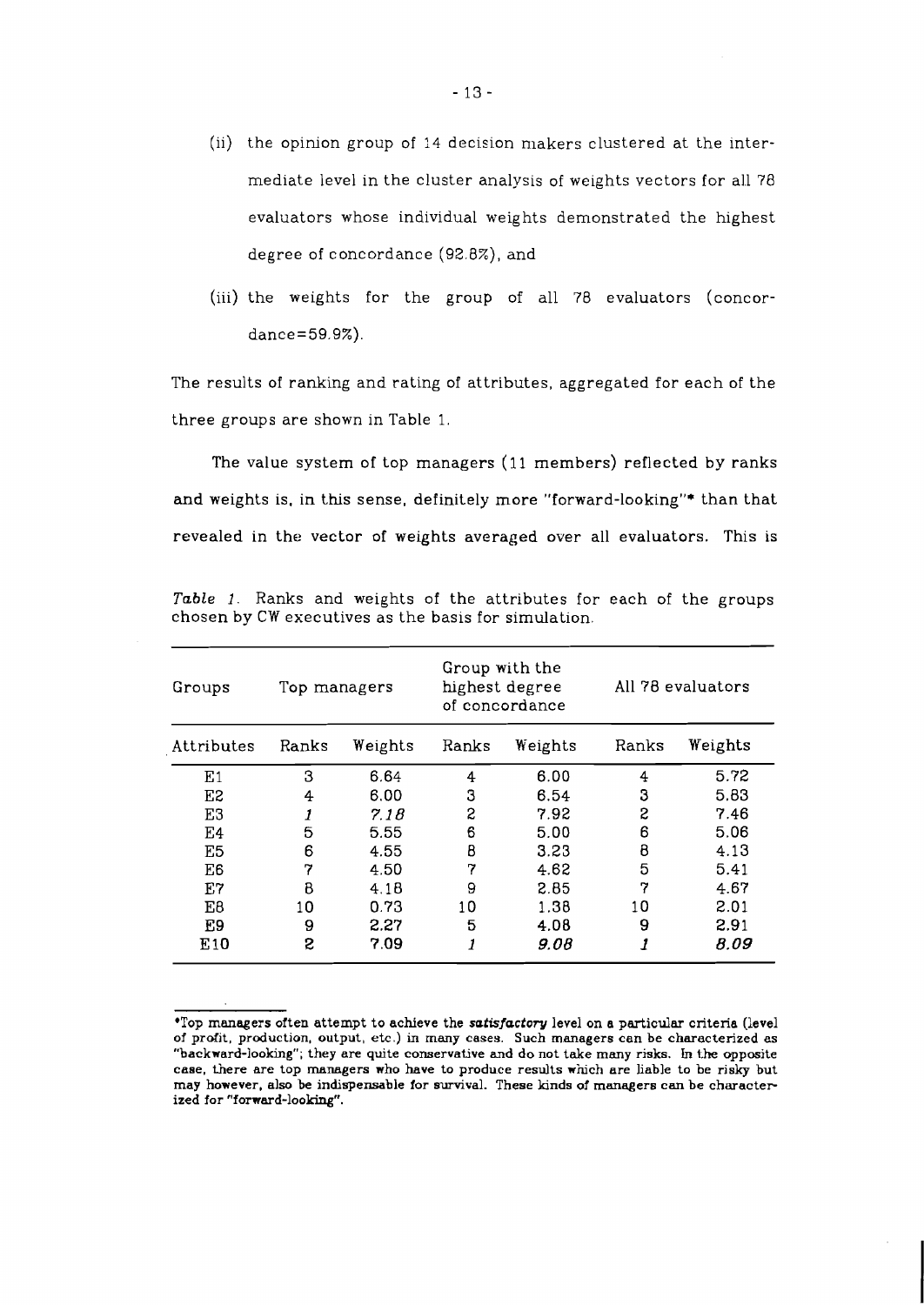(ii) the opinion group of 14 decision makers clustered at the intermediate level in the cluster analysis of weights vectors for all 78 evaluators whose individual weights demonstrated the highest degree of concordance (92.8%), and

(iii) the weights for the group of all 78 evaluators (concordance=59.9%).

The results of ranking and rating of attributes, aggregated for each of the three groups are shown in Table 1.

The value system of top managers (11 members) reflected by ranks and weights is, in this sense, definitely more "forward-looking"* than that revealed in the vector of weights averaged over all evaluators. This is

*Table 1.* Ranks and weights of the attributes for each of the groups chosen by CW executives as the basis for simulation.

| Groups | Top managers | | Group with the highest degree of concordance | | All 78 evaluators | |
|---|---|---|---|---|---|---|
| Attributes | Ranks | Weights | Ranks | Weights | Ranks | Weights |
| E1 | 3 | 6.64 | 4 | 6.00 | 4 | 5.72 |
| E2 | 4 | 6.00 | 3 | 6.54 | 3 | 5.83 |
| E3 | *1* | *7.18* | 2 | 7.92 | 2 | 7.46 |
| E4 | 5 | 5.55 | 6 | 5.00 | 6 | 5.06 |
| E5 | 6 | 4.55 | 8 | 3.23 | 8 | 4.13 |
| E6 | 7 | 4.50 | 7 | 4.62 | 5 | 5.41 |
| E7 | 8 | 4.18 | 9 | 2.85 | 7 | 4.67 |
| E8 | 10 | 0.73 | 10 | 1.38 | 10 | 2.01 |
| E9 | 9 | 2.27 | 5 | 4.08 | 9 | 2.91 |
| E10 | 2 | 7.09 | *1* | *9.08* | *1* | *8.09* |

*Top managers often attempt to achieve the ***satisfactory*** level on a particular criteria (level of profit, production, output, etc.) in many cases. Such managers can be characterized as "backward-looking"; they are quite conservative and do not take many risks. In the opposite case, there are top managers who have to produce results which are liable to be risky but may however, also be indispensable for survival. These kinds of managers can be characterized for "forward-looking".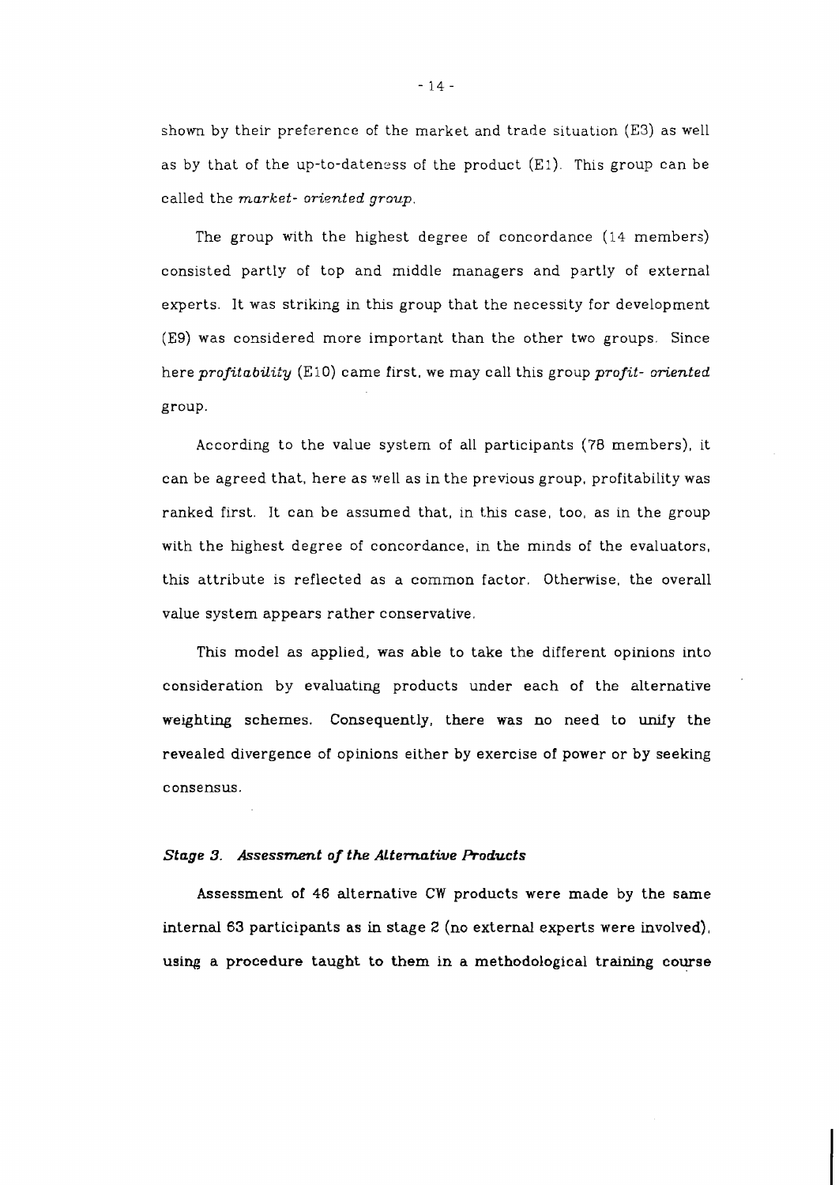shown by their preference of the market and trade situation (E3) as well as by that of the up-to-dateness of the product (E1). This group can be called the *market- oriented group*.

The group with the highest degree of concordance (14 members) consisted partly of top and middle managers and partly of external experts. It was striking in this group that the necessity for development (E9) was considered more important than the other two groups. Since here *profitability* (E10) came first, we may call this group *profit- oriented* group.

According to the value system of all participants (78 members), it can be agreed that, here as well as in the previous group, profitability was ranked first. It can be assumed that, in this case, too, as in the group with the highest degree of concordance, in the minds of the evaluators, this attribute is reflected as a common factor. Otherwise, the overall value system appears rather conservative.

This model as applied, was able to take the different opinions into consideration by evaluating products under each of the alternative weighting schemes. Consequently, there was no need to unify the revealed divergence of opinions either by exercise of power or by seeking consensus.

### *Stage 3. Assessment of the Alternative Products*

Assessment of 46 alternative CW products were made by the same internal 63 participants as in stage 2 (no external experts were involved), using a procedure taught to them in a methodological training course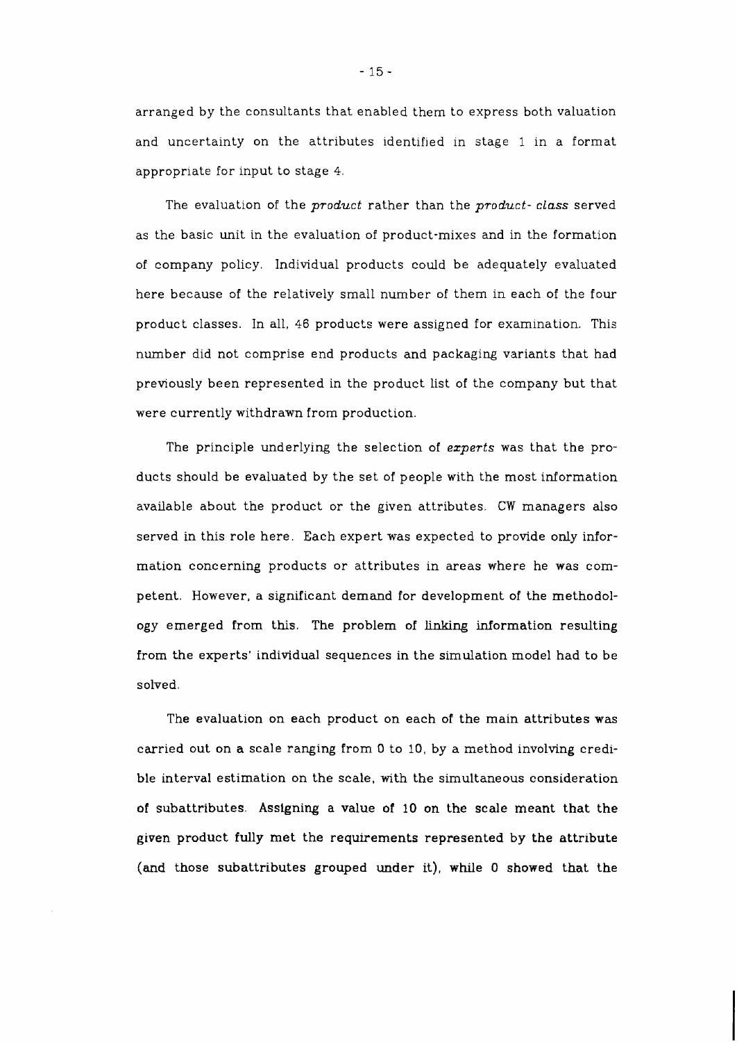arranged by the consultants that enabled them to express both valuation and uncertainty on the attributes identified in stage 1 in a format appropriate for input to stage 4.

The evaluation of the *product* rather than the *product- class* served as the basic unit in the evaluation of product-mixes and in the formation of company policy. Individual products could be adequately evaluated here because of the relatively small number of them in each of the four product classes. In all, 46 products were assigned for examination. This number did not comprise end products and packaging variants that had previously been represented in the product list of the company but that were currently withdrawn from production.

The principle underlying the selection of *experts* was that the products should be evaluated by the set of people with the most information available about the product or the given attributes. CW managers also served in this role here. Each expert was expected to provide only information concerning products or attributes in areas where he was competent. However, a significant demand for development of the methodology emerged from this. The problem of linking information resulting from the experts' individual sequences in the simulation model had to be solved.

The evaluation on each product on each of the main attributes was carried out on a scale ranging from 0 to 10, by a method involving credible interval estimation on the scale, with the simultaneous consideration of subattributes. Assigning a value of 10 on the scale meant that the given product fully met the requirements represented by the attribute (and those subattributes grouped under it), while 0 showed that the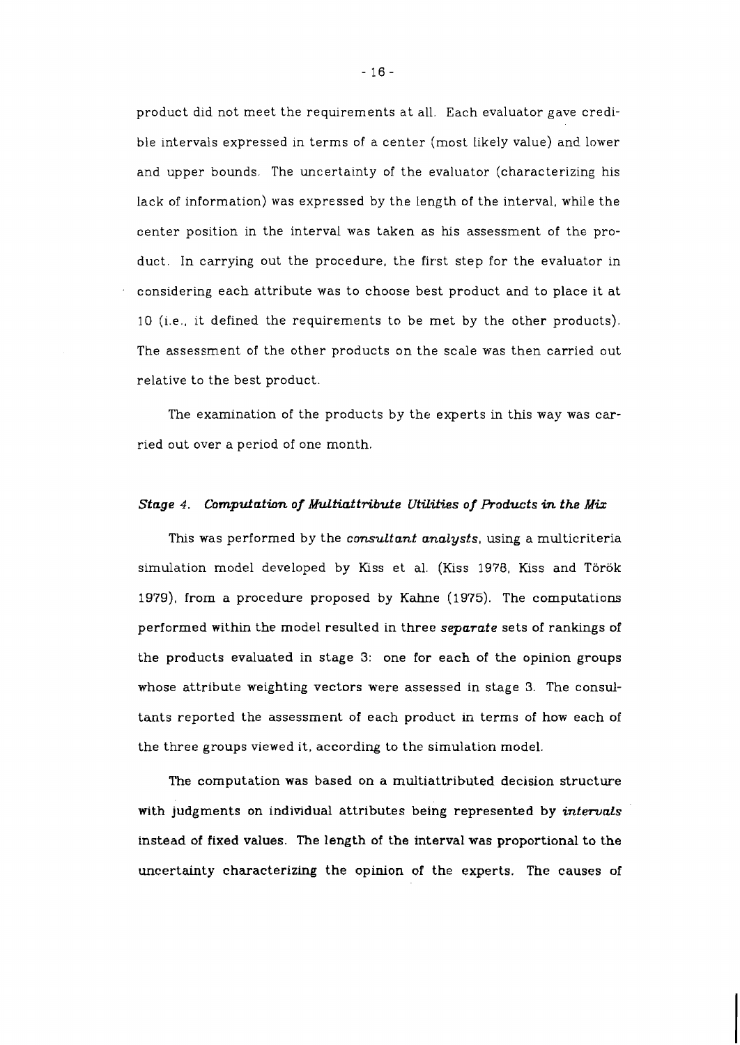product did not meet the requirements at all. Each evaluator gave credible intervals expressed in terms of a center (most likely value) and lower and upper bounds. The uncertainty of the evaluator (characterizing his lack of information) was expressed by the length of the interval, while the center position in the interval was taken as his assessment of the product. In carrying out the procedure, the first step for the evaluator in considering each attribute was to choose best product and to place it at 10 (i.e., it defined the requirements to be met by the other products). The assessment of the other products on the scale was then carried out relative to the best product.

The examination of the products by the experts in this way was carried out over a period of one month.

### *Stage 4. Computation of Multiattribute Utilities of Products in the Mix*

This was performed by the *consultant analysts*, using a multicriteria simulation model developed by Kiss et al. (Kiss 1978, Kiss and Török 1979), from a procedure proposed by Kahne (1975). The computations performed within the model resulted in three *separate* sets of rankings of the products evaluated in stage 3: one for each of the opinion groups whose attribute weighting vectors were assessed in stage 3. The consultants reported the assessment of each product in terms of how each of the three groups viewed it, according to the simulation model.

The computation was based on a multiattributed decision structure with judgments on individual attributes being represented by *intervals* instead of fixed values. The length of the interval was proportional to the uncertainty characterizing the opinion of the experts. The causes of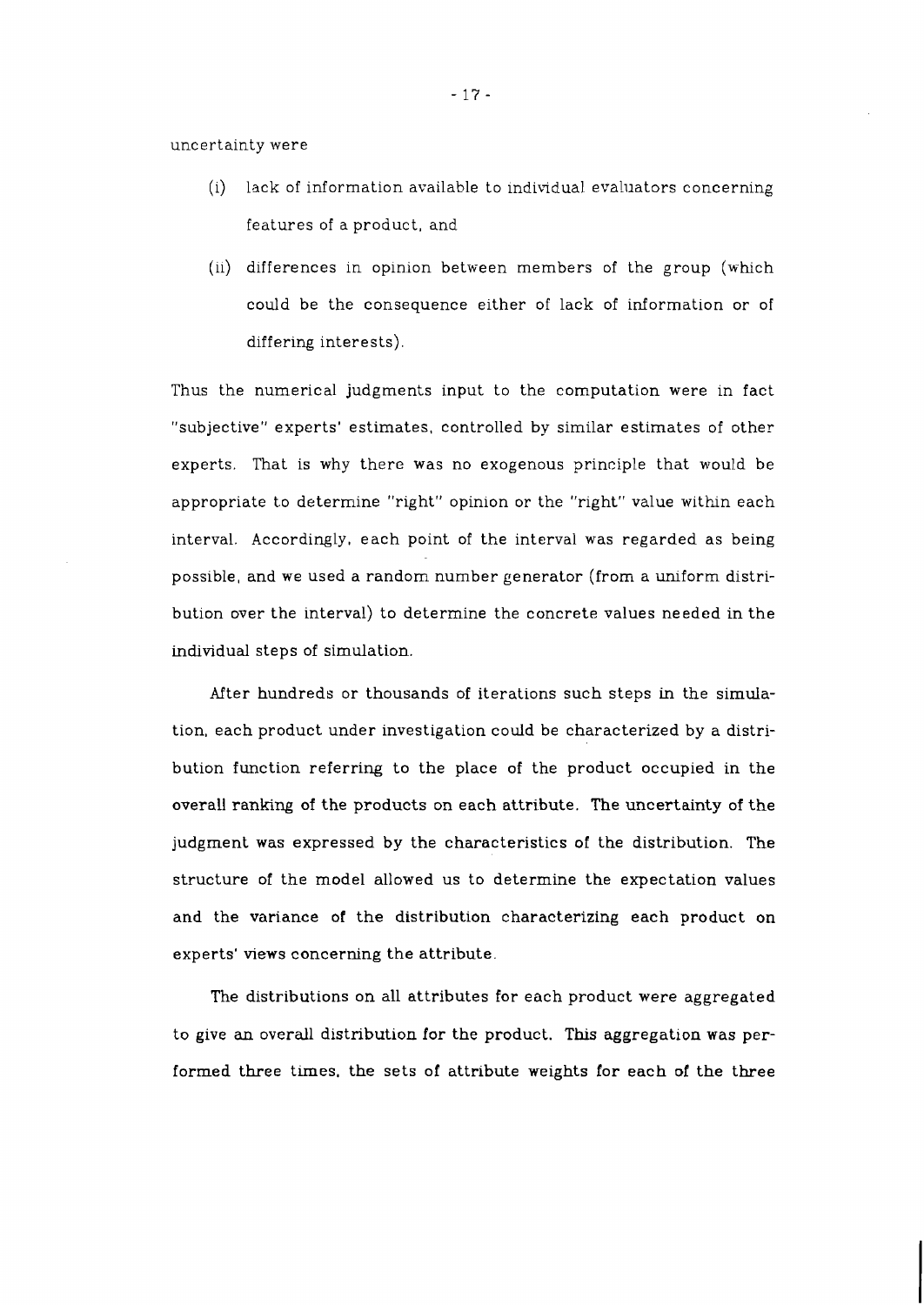uncertainty were

(i) lack of information available to individual evaluators concerning features of a product, and

(ii) differences in opinion between members of the group (which could be the consequence either of lack of information or of differing interests).

Thus the numerical judgments input to the computation were in fact "subjective" experts' estimates, controlled by similar estimates of other experts. That is why there was no exogenous principle that would be appropriate to determine "right" opinion or the "right" value within each interval. Accordingly, each point of the interval was regarded as being possible, and we used a random number generator (from a uniform distribution over the interval) to determine the concrete values needed in the individual steps of simulation.

After hundreds or thousands of iterations such steps in the simulation, each product under investigation could be characterized by a distribution function referring to the place of the product occupied in the overall ranking of the products on each attribute. The uncertainty of the judgment was expressed by the characteristics of the distribution. The structure of the model allowed us to determine the expectation values and the variance of the distribution characterizing each product on experts' views concerning the attribute.

The distributions on all attributes for each product were aggregated to give an overall distribution for the product. This aggregation was performed three times, the sets of attribute weights for each of the three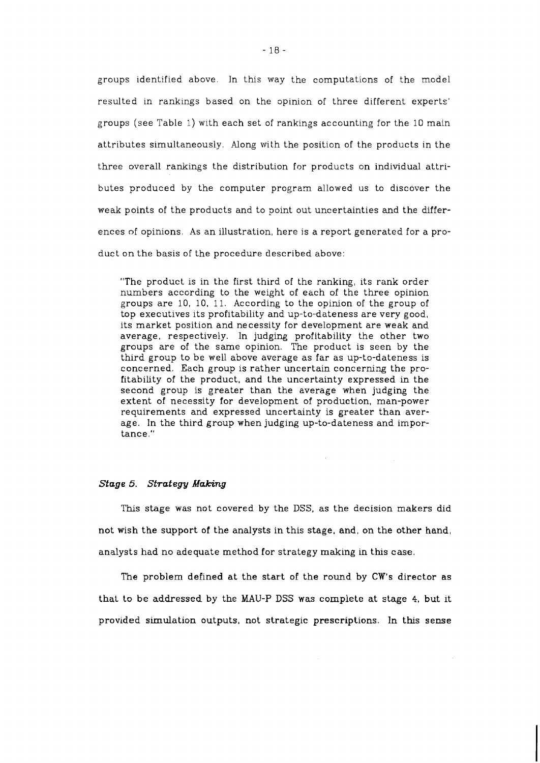groups identified above. In this way the computations of the model resulted in rankings based on the opinion of three different experts' groups (see Table 1) with each set of rankings accounting for the 10 main attributes simultaneously. Along with the position of the products in the three overall rankings the distribution for products on individual attributes produced by the computer program allowed us to discover the weak points of the products and to point out uncertainties and the differences of opinions. As an illustration, here is a report generated for a product on the basis of the procedure described above:

> "The product is in the first third of the ranking, its rank order numbers according to the weight of each of the three opinion groups are 10, 10, 11. According to the opinion of the group of top executives its profitability and up-to-dateness are very good, its market position and necessity for development are weak and average, respectively. In judging profitability the other two groups are of the same opinion. The product is seen by the third group to be well above average as far as up-to-dateness is concerned. Each group is rather uncertain concerning the profitability of the product, and the uncertainty expressed in the second group is greater than the average when judging the extent of necessity for development of production, man-power requirements and expressed uncertainty is greater than average. In the third group when judging up-to-dateness and importance."

### *Stage 5. Strategy Making*

This stage was not covered by the DSS, as the decision makers did not wish the support of the analysts in this stage, and, on the other hand, analysts had no adequate method for strategy making in this case.

The problem defined at the start of the round by CW's director as that to be addressed by the MAU-P DSS was complete at stage 4, but it provided simulation outputs, not strategic prescriptions. In this sense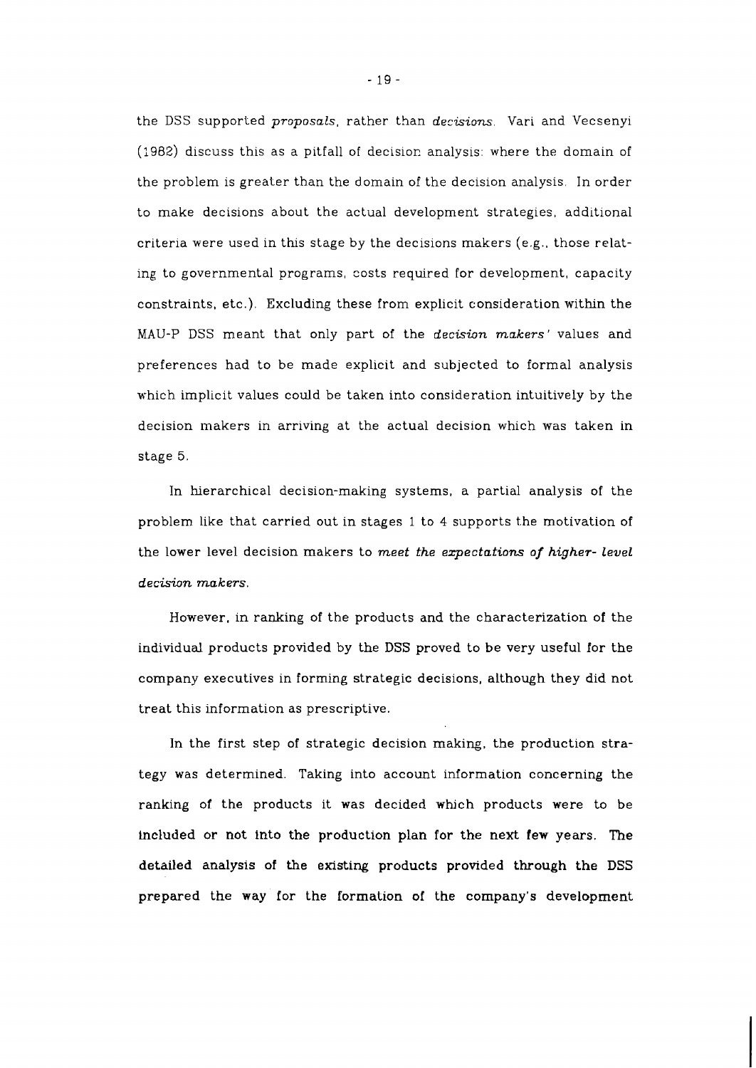the DSS supported *proposals*, rather than *decisions*. Vari and Vecsenyi (1982) discuss this as a pitfall of decision analysis: where the domain of the problem is greater than the domain of the decision analysis. In order to make decisions about the actual development strategies, additional criteria were used in this stage by the decisions makers (e.g., those relating to governmental programs, costs required for development, capacity constraints, etc.). Excluding these from explicit consideration within the MAU-P DSS meant that only part of the *decision makers'* values and preferences had to be made explicit and subjected to formal analysis which implicit values could be taken into consideration intuitively by the decision makers in arriving at the actual decision which was taken in stage 5.

In hierarchical decision-making systems, a partial analysis of the problem like that carried out in stages 1 to 4 supports the motivation of the lower level decision makers to *meet the expectations of higher- level decision makers.*

However, in ranking of the products and the characterization of the individual products provided by the DSS proved to be very useful for the company executives in forming strategic decisions, although they did not treat this information as prescriptive.

In the first step of strategic decision making, the production strategy was determined. Taking into account information concerning the ranking of the products it was decided which products were to be included or not into the production plan for the next few years. The detailed analysis of the existing products provided through the DSS prepared the way for the formation of the company's development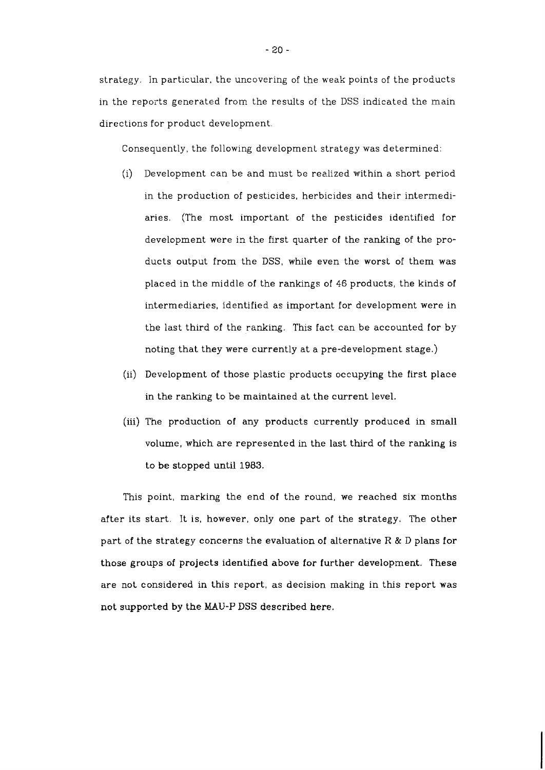strategy. In particular, the uncovering of the weak points of the products in the reports generated from the results of the DSS indicated the main directions for product development.

Consequently, the following development strategy was determined:

(i) Development can be and must be realized within a short period in the production of pesticides, herbicides and their intermediaries. (The most important of the pesticides identified for development were in the first quarter of the ranking of the products output from the DSS, while even the worst of them was placed in the middle of the rankings of 46 products, the kinds of intermediaries, identified as important for development were in the last third of the ranking. This fact can be accounted for by noting that they were currently at a pre-development stage.)

(ii) Development of those plastic products occupying the first place in the ranking to be maintained at the current level.

(iii) The production of any products currently produced in small volume, which are represented in the last third of the ranking is to be stopped until 1983.

This point, marking the end of the round, we reached six months after its start. It is, however, only one part of the strategy. The other part of the strategy concerns the evaluation of alternative R & D plans for those groups of projects identified above for further development. These are not considered in this report, as decision making in this report was not supported by the MAU-P DSS described here.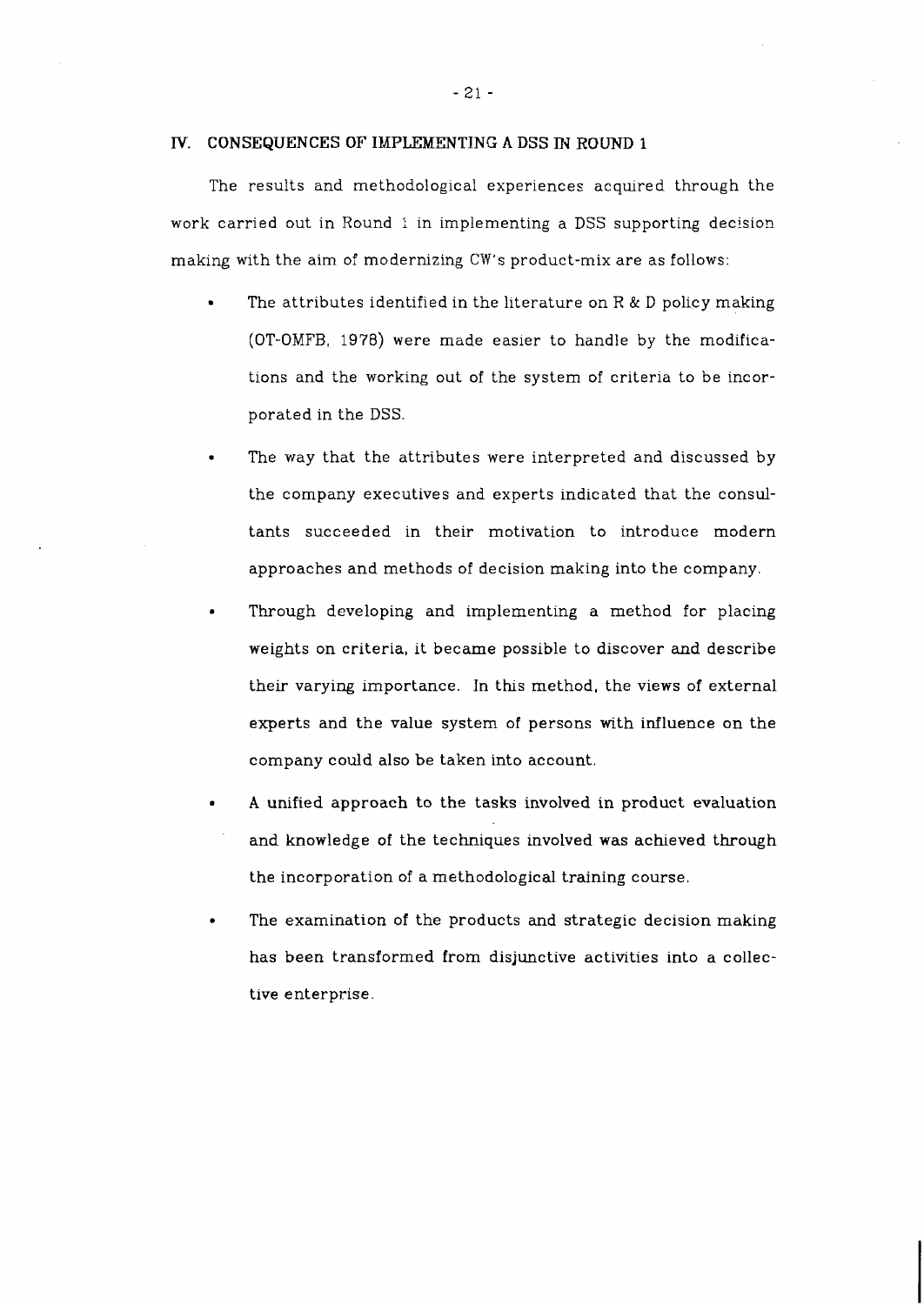## IV. CONSEQUENCES OF IMPLEMENTING A DSS IN ROUND 1

The results and methodological experiences acquired through the work carried out in Round 1 in implementing a DSS supporting decision making with the aim of modernizing CW's product-mix are as follows:

- The attributes identified in the literature on R & D policy making (OT-OMFB, 1978) were made easier to handle by the modifications and the working out of the system of criteria to be incorporated in the DSS.
- The way that the attributes were interpreted and discussed by the company executives and experts indicated that the consultants succeeded in their motivation to introduce modern approaches and methods of decision making into the company.
- Through developing and implementing a method for placing weights on criteria, it became possible to discover and describe their varying importance. In this method, the views of external experts and the value system of persons with influence on the company could also be taken into account.
- A unified approach to the tasks involved in product evaluation and knowledge of the techniques involved was achieved through the incorporation of a methodological training course.
- The examination of the products and strategic decision making has been transformed from disjunctive activities into a collective enterprise.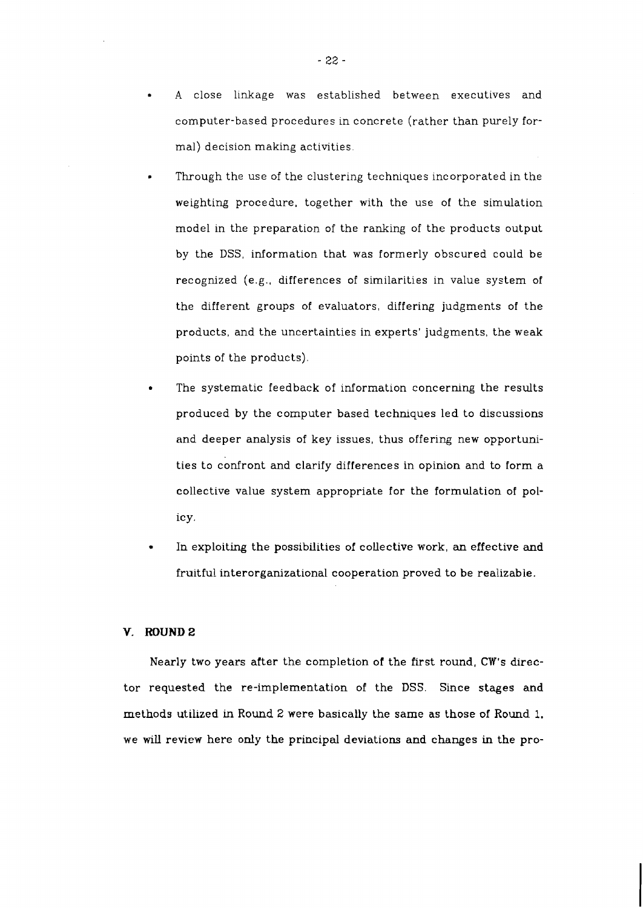- A close linkage was established between executives and computer-based procedures in concrete (rather than purely formal) decision making activities.
- Through the use of the clustering techniques incorporated in the weighting procedure, together with the use of the simulation model in the preparation of the ranking of the products output by the DSS, information that was formerly obscured could be recognized (e.g., differences of similarities in value system of the different groups of evaluators, differing judgments of the products, and the uncertainties in experts' judgments, the weak points of the products).
- The systematic feedback of information concerning the results produced by the computer based techniques led to discussions and deeper analysis of key issues, thus offering new opportunities to confront and clarify differences in opinion and to form a collective value system appropriate for the formulation of policy.
- In exploiting the possibilities of collective work, an effective and fruitful interorganizational cooperation proved to be realizable.

## V. ROUND 2

Nearly two years after the completion of the first round, CW's director requested the re-implementation of the DSS. Since stages and methods utilized in Round 2 were basically the same as those of Round 1, we will review here only the principal deviations and changes in the pro-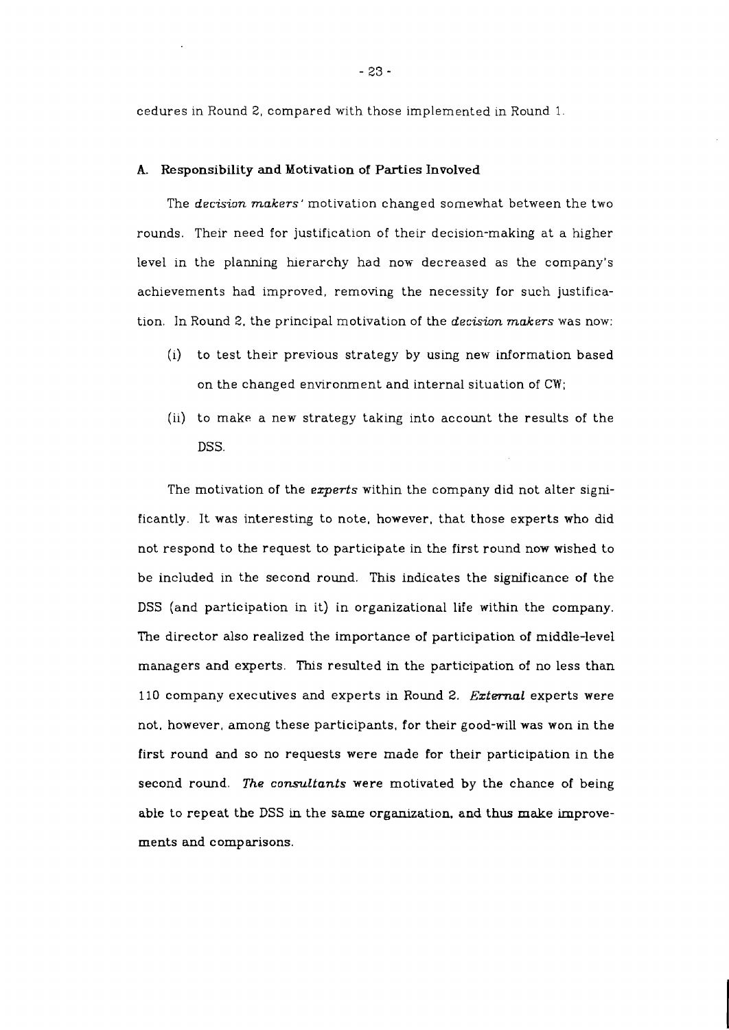cedures in Round 2, compared with those implemented in Round 1.

### A. Responsibility and Motivation of Parties Involved

The *decision makers'* motivation changed somewhat between the two rounds. Their need for justification of their decision-making at a higher level in the planning hierarchy had now decreased as the company's achievements had improved, removing the necessity for such justification. In Round 2, the principal motivation of the *decision makers* was now:

- (i) to test their previous strategy by using new information based on the changed environment and internal situation of CW;
- (ii) to make a new strategy taking into account the results of the DSS.

The motivation of the *experts* within the company did not alter significantly. It was interesting to note, however, that those experts who did not respond to the request to participate in the first round now wished to be included in the second round. This indicates the significance of the DSS (and participation in it) in organizational life within the company. The director also realized the importance of participation of middle-level managers and experts. This resulted in the participation of no less than 110 company executives and experts in Round 2. *External* experts were not, however, among these participants, for their good-will was won in the first round and so no requests were made for their participation in the second round. *The consultants* were motivated by the chance of being able to repeat the DSS in the same organization, and thus make improvements and comparisons.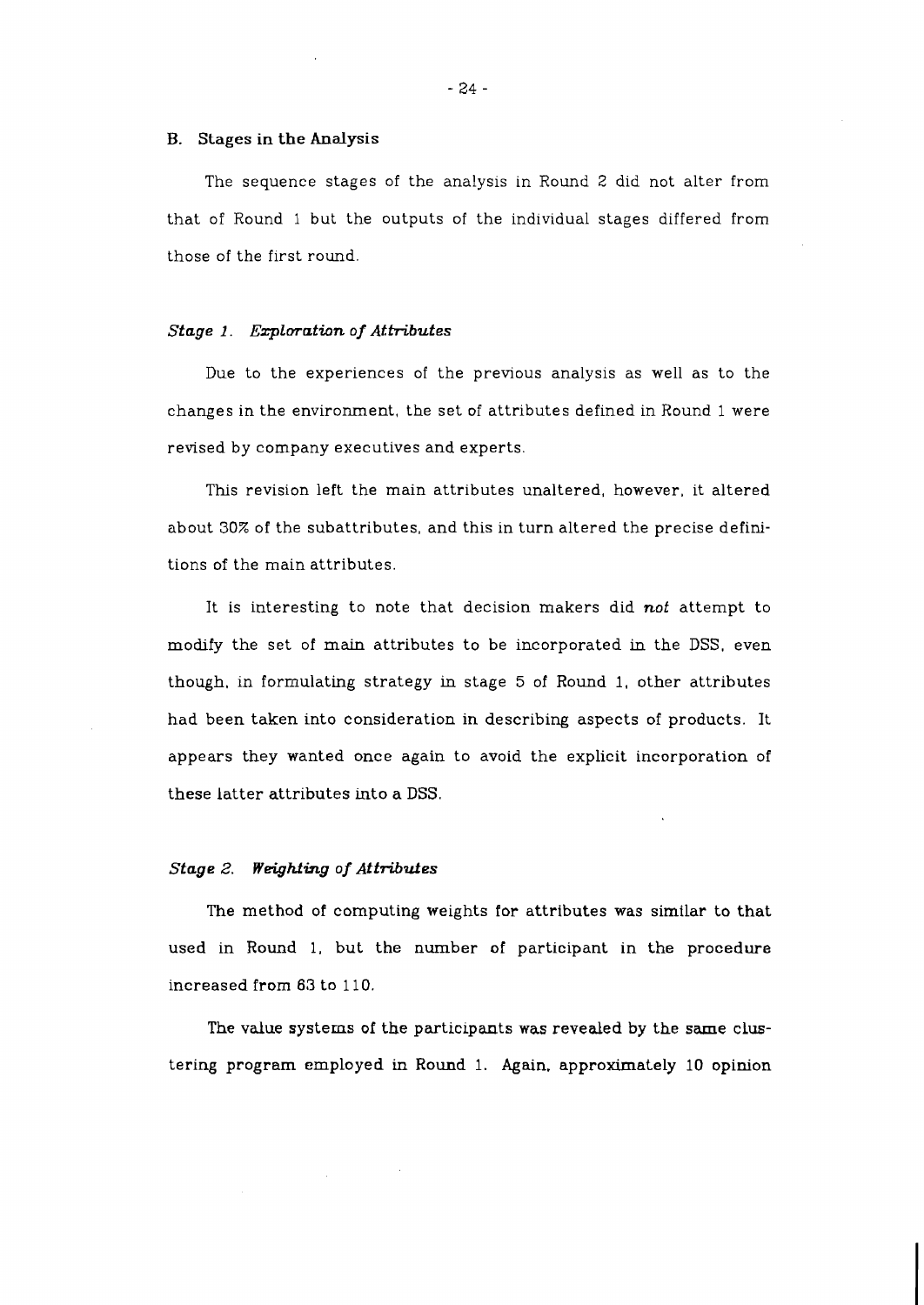## B. Stages in the Analysis

The sequence stages of the analysis in Round 2 did not alter from that of Round 1 but the outputs of the individual stages differed from those of the first round.

### *Stage 1. Exploration of Attributes*

Due to the experiences of the previous analysis as well as to the changes in the environment, the set of attributes defined in Round 1 were revised by company executives and experts.

This revision left the main attributes unaltered, however, it altered about 30% of the subattributes, and this in turn altered the precise definitions of the main attributes.

It is interesting to note that decision makers did *not* attempt to modify the set of main attributes to be incorporated in the DSS, even though, in formulating strategy in stage 5 of Round 1, other attributes had been taken into consideration in describing aspects of products. It appears they wanted once again to avoid the explicit incorporation of these latter attributes into a DSS.

### *Stage 2. Weighting of Attributes*

The method of computing weights for attributes was similar to that used in Round 1, but the number of participant in the procedure increased from 63 to 110.

The value systems of the participants was revealed by the same clustering program employed in Round 1. Again, approximately 10 opinion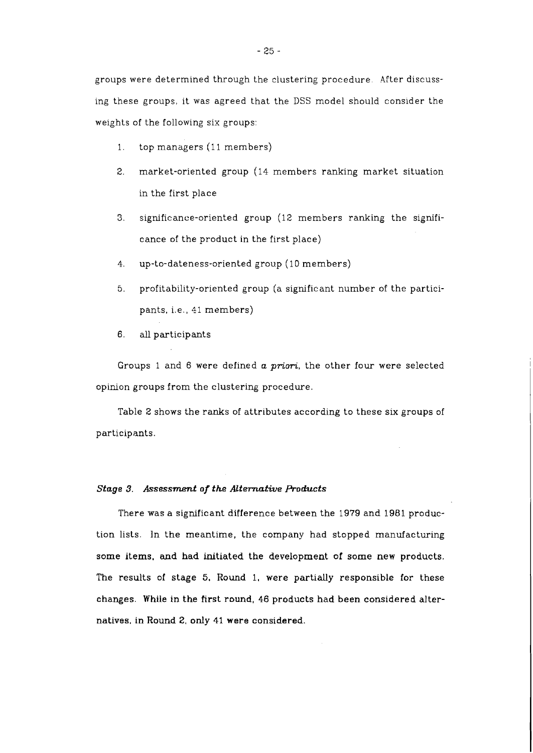groups were determined through the clustering procedure. After discussing these groups, it was agreed that the DSS model should consider the weights of the following six groups:

1. top managers (11 members)
2. market-oriented group (14 members ranking market situation in the first place
3. significance-oriented group (12 members ranking the significance of the product in the first place)
4. up-to-dateness-oriented group (10 members)
5. profitability-oriented group (a significant number of the participants, i.e., 41 members)
6. all participants

Groups 1 and 6 were defined *a priori*, the other four were selected opinion groups from the clustering procedure.

Table 2 shows the ranks of attributes according to these six groups of participants.

### *Stage 3. Assessment of the Alternative Products*

There was a significant difference between the 1979 and 1981 production lists. In the meantime, the company had stopped manufacturing some items, and had initiated the development of some new products. The results of stage 5, Round 1, were partially responsible for these changes. While in the first round, 46 products had been considered alternatives, in Round 2, only 41 were considered.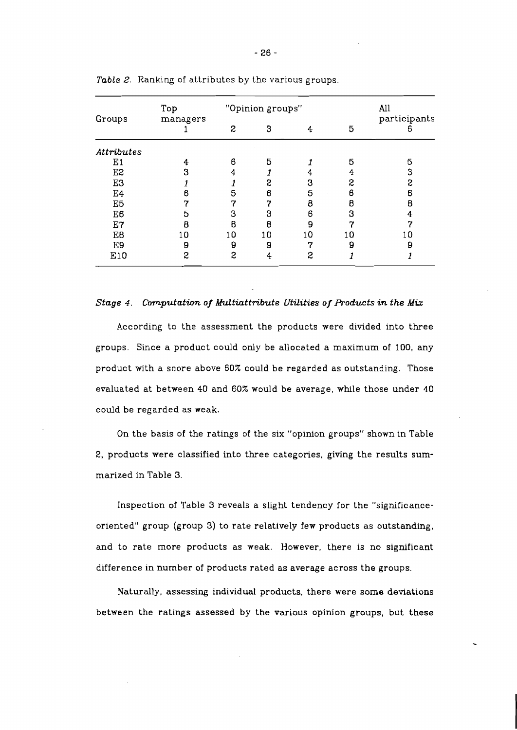*Table 2.* Ranking of attributes by the various groups.

| Groups | Top managers 1 | "Opinion groups" 2 | 3 | 4 | 5 | All participants 6 |
|---|---|---|---|---|---|---|
| *Attributes* | | | | | | |
| E1 | 4 | 6 | 5 | *1* | 5 | 5 |
| E2 | 3 | 4 | *1* | 4 | 4 | 3 |
| E3 | *1* | *1* | 2 | 3 | 2 | 2 |
| E4 | 6 | 5 | 6 | 5 | 6 | 6 |
| E5 | 7 | 7 | 7 | 8 | 8 | 8 |
| E6 | 5 | 3 | 3 | 6 | 3 | 4 |
| E7 | 8 | 8 | 8 | 9 | 7 | 7 |
| E8 | 10 | 10 | 10 | 10 | 10 | 10 |
| E9 | 9 | 9 | 9 | 7 | 9 | 9 |
| E10 | 2 | 2 | 4 | 2 | *1* | *1* |

### *Stage 4. Computation of Multiattribute Utilities of Products in the Mix*

According to the assessment the products were divided into three groups. Since a product could only be allocated a maximum of 100, any product with a score above 60% could be regarded as outstanding. Those evaluated at between 40 and 60% would be average, while those under 40 could be regarded as weak.

On the basis of the ratings of the six "opinion groups" shown in Table 2, products were classified into three categories, giving the results summarized in Table 3.

Inspection of Table 3 reveals a slight tendency for the "significance-oriented" group (group 3) to rate relatively few products as outstanding, and to rate more products as weak. However, there is no significant difference in number of products rated as average across the groups.

Naturally, assessing individual products, there were some deviations between the ratings assessed by the various opinion groups, but these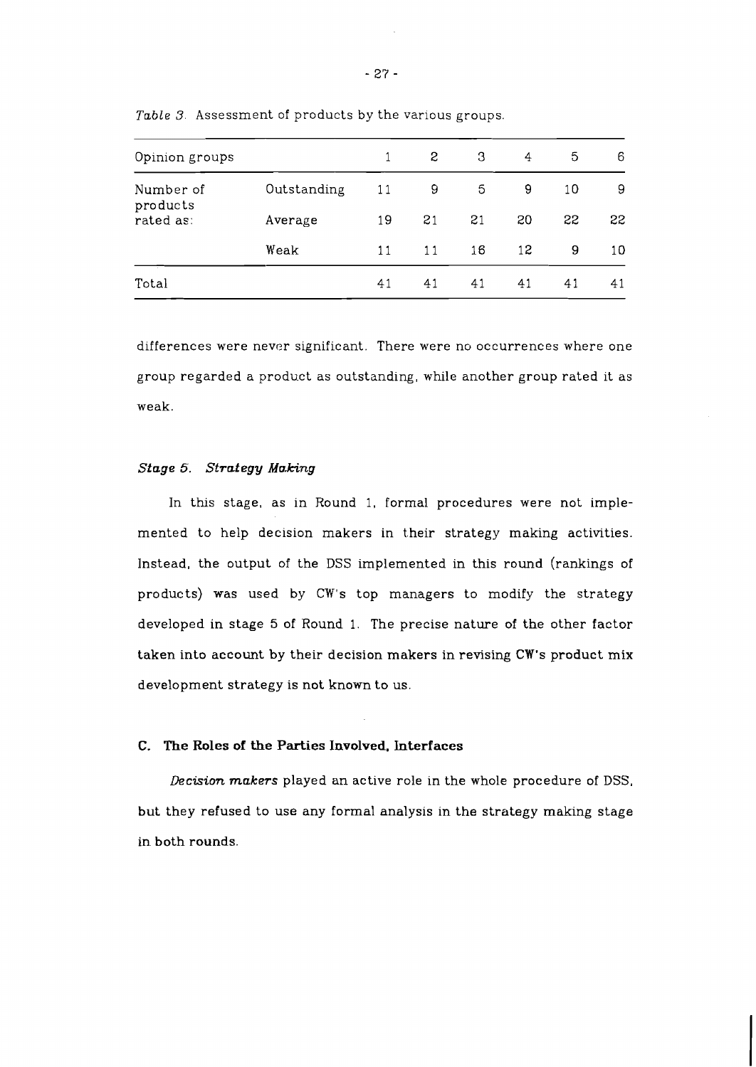*Table 3.* Assessment of products by the various groups.

| Opinion groups | | 1 | 2 | 3 | 4 | 5 | 6 |
|---|---|---|---|---|---|---|---|
| Number of products rated as: | Outstanding | 11 | 9 | 5 | 9 | 10 | 9 |
| | Average | 19 | 21 | 21 | 20 | 22 | 22 |
| | Weak | 11 | 11 | 16 | 12 | 9 | 10 |
| Total | | 41 | 41 | 41 | 41 | 41 | 41 |

differences were never significant. There were no occurrences where one group regarded a product as outstanding, while another group rated it as weak.

### *Stage 5. Strategy Making*

In this stage, as in Round 1, formal procedures were not implemented to help decision makers in their strategy making activities. Instead, the output of the DSS implemented in this round (rankings of products) was used by CW's top managers to modify the strategy developed in stage 5 of Round 1. The precise nature of the other factor taken into account by their decision makers in revising CW's product mix development strategy is not known to us.

## C. The Roles of the Parties Involved, Interfaces

*Decision makers* played an active role in the whole procedure of DSS, but they refused to use any formal analysis in the strategy making stage in both rounds.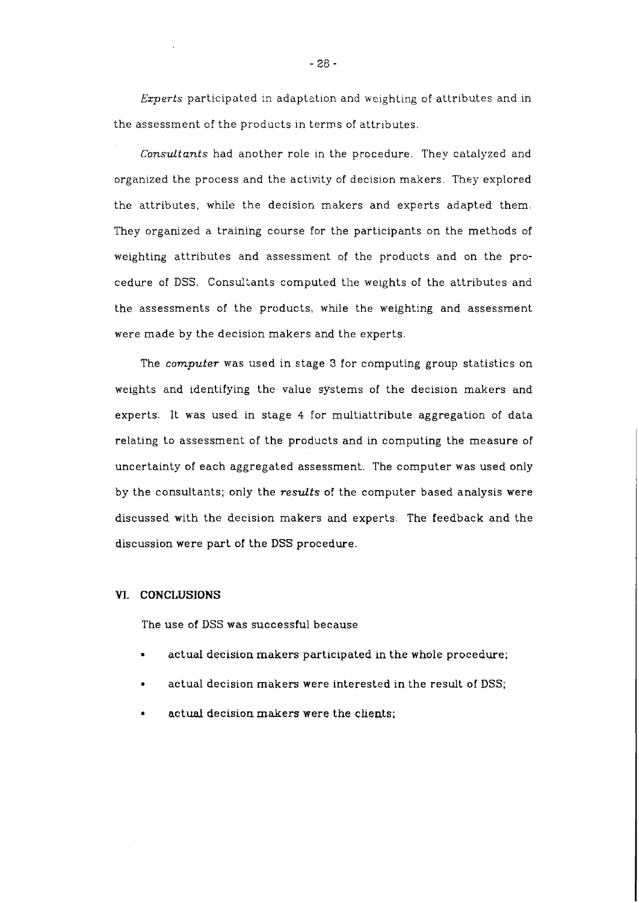*Experts* participated in adaptation and weighting of attributes and in the assessment of the products in terms of attributes.

*Consultants* had another role in the procedure. They catalyzed and organized the process and the activity of decision makers. They explored the attributes, while the decision makers and experts adapted them. They organized a training course for the participants on the methods of weighting attributes and assessment of the products and on the procedure of DSS. Consultants computed the weights of the attributes and the assessments of the products, while the weighting and assessment were made by the decision makers and the experts.

The *computer* was used in stage 3 for computing group statistics on weights and identifying the value systems of the decision makers and experts. It was used in stage 4 for multiattribute aggregation of data relating to assessment of the products and in computing the measure of uncertainty of each aggregated assessment. The computer was used only by the consultants; only the *results* of the computer based analysis were discussed with the decision makers and experts. The feedback and the discussion were part of the DSS procedure.

## VI. CONCLUSIONS

The use of DSS was successful because

- actual decision makers participated in the whole procedure;
- actual decision makers were interested in the result of DSS;
- actual decision makers were the clients;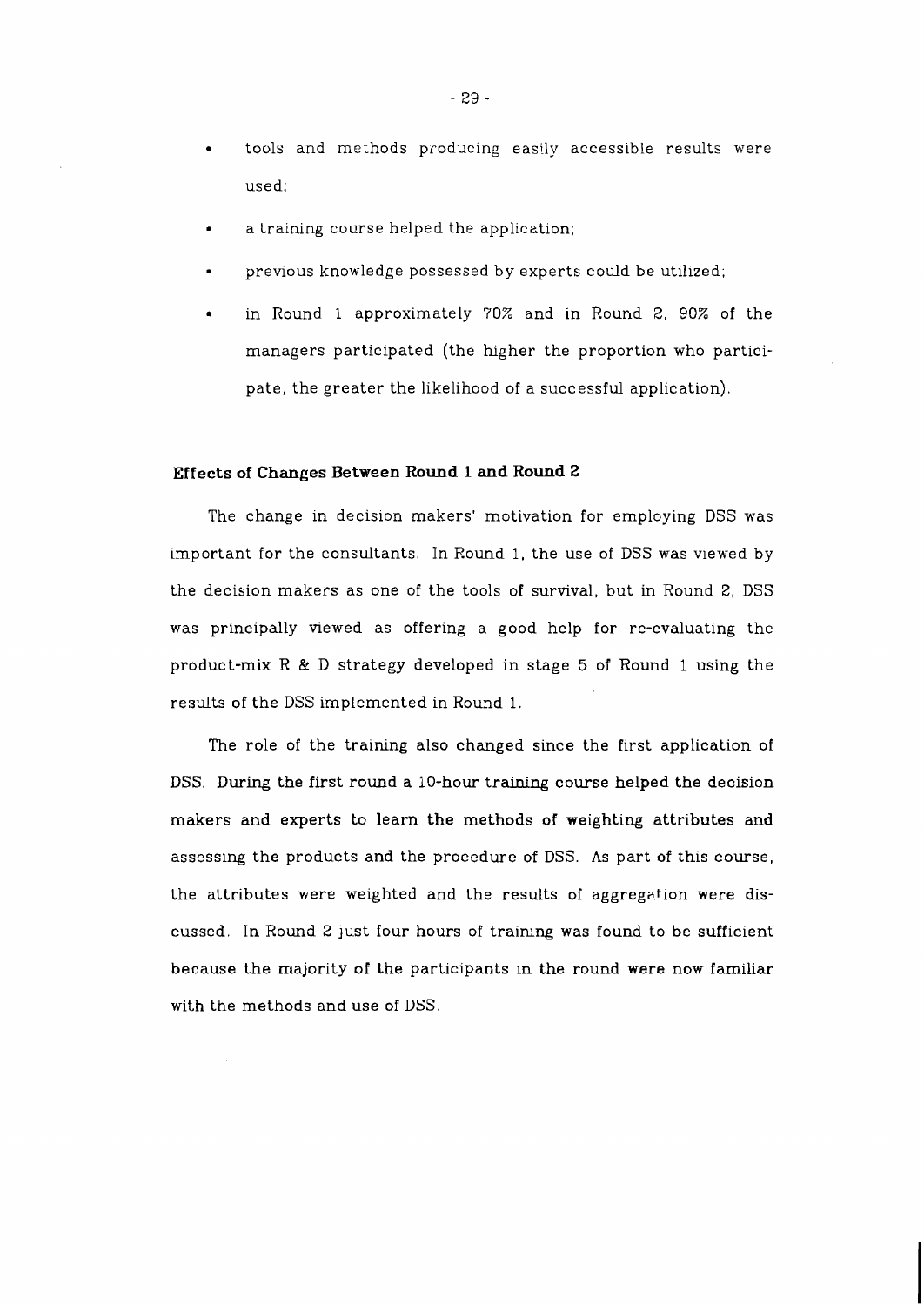- tools and methods producing easily accessible results were used;
- a training course helped the application;
- previous knowledge possessed by experts could be utilized;
- in Round 1 approximately 70% and in Round 2, 90% of the managers participated (the higher the proportion who participate, the greater the likelihood of a successful application).

### Effects of Changes Between Round 1 and Round 2

The change in decision makers' motivation for employing DSS was important for the consultants. In Round 1, the use of DSS was viewed by the decision makers as one of the tools of survival, but in Round 2, DSS was principally viewed as offering a good help for re-evaluating the product-mix R & D strategy developed in stage 5 of Round 1 using the results of the DSS implemented in Round 1.

The role of the training also changed since the first application of DSS. During the first round a 10-hour training course helped the decision makers and experts to learn the methods of weighting attributes and assessing the products and the procedure of DSS. As part of this course, the attributes were weighted and the results of aggregation were discussed. In Round 2 just four hours of training was found to be sufficient because the majority of the participants in the round were now familiar with the methods and use of DSS.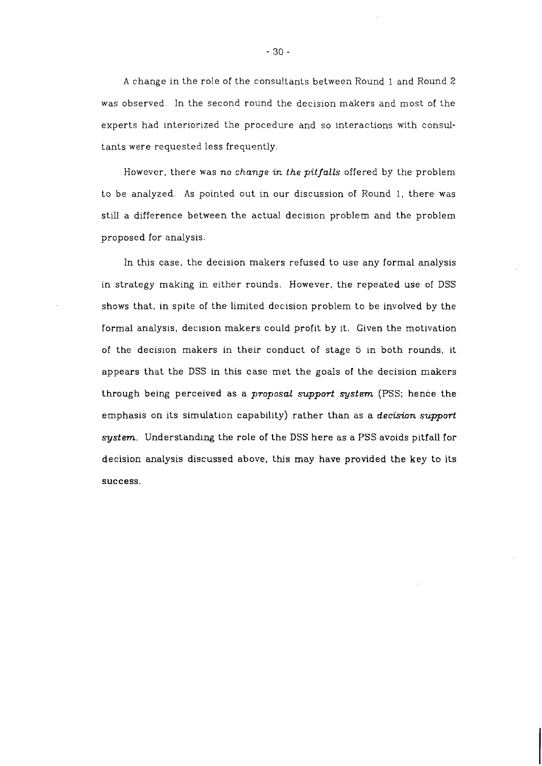A change in the role of the consultants between Round 1 and Round 2 was observed. In the second round the decision makers and most of the experts had interiorized the procedure and so interactions with consultants were requested less frequently.

However, there was *no change in the pitfalls* offered by the problem to be analyzed. As pointed out in our discussion of Round 1, there was still a difference between the actual decision problem and the problem proposed for analysis.

In this case, the decision makers refused to use any formal analysis in strategy making in either rounds. However, the repeated use of DSS shows that, in spite of the limited decision problem to be involved by the formal analysis, decision makers could profit by it. Given the motivation of the decision makers in their conduct of stage 5 in both rounds, it appears that the DSS in this case met the goals of the decision makers through being perceived as a *proposal support system* (PSS; hence the emphasis on its simulation capability) rather than as a *decision support system*. Understanding the role of the DSS here as a PSS avoids pitfall for decision analysis discussed above, this may have provided the key to its success.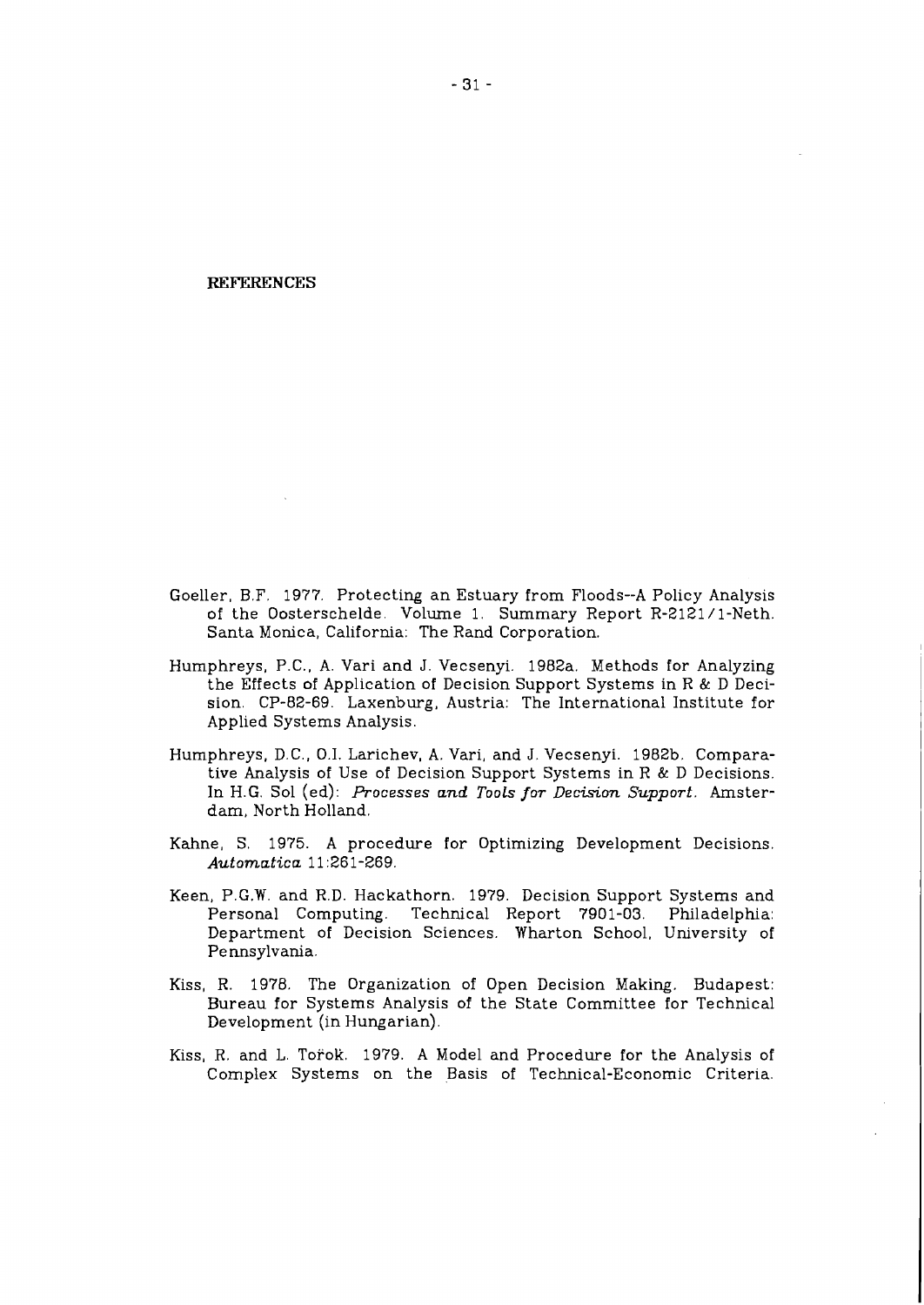## REFERENCES

Goeller, B.F. 1977. Protecting an Estuary from Floods--A Policy Analysis of the Oosterschelde. Volume 1. Summary Report R-2121/1-Neth. Santa Monica, California: The Rand Corporation.

Humphreys, P.C., A. Vari and J. Vecsenyi. 1982a. Methods for Analyzing the Effects of Application of Decision Support Systems in R & D Decision. CP-82-69. Laxenburg, Austria: The International Institute for Applied Systems Analysis.

Humphreys, D.C., O.I. Larichev, A. Vari, and J. Vecsenyi. 1982b. Comparative Analysis of Use of Decision Support Systems in R & D Decisions. In H.G. Sol (ed): *Processes and Tools for Decision Support*. Amsterdam, North Holland.

Kahne, S. 1975. A procedure for Optimizing Development Decisions. *Automatica* 11:261-269.

Keen, P.G.W. and R.D. Hackathorn. 1979. Decision Support Systems and Personal Computing. Technical Report 7901-03. Philadelphia: Department of Decision Sciences. Wharton School, University of Pennsylvania.

Kiss, R. 1978. The Organization of Open Decision Making. Budapest: Bureau for Systems Analysis of the State Committee for Technical Development (in Hungarian).

Kiss, R. and L. Török. 1979. A Model and Procedure for the Analysis of Complex Systems on the Basis of Technical-Economic Criteria.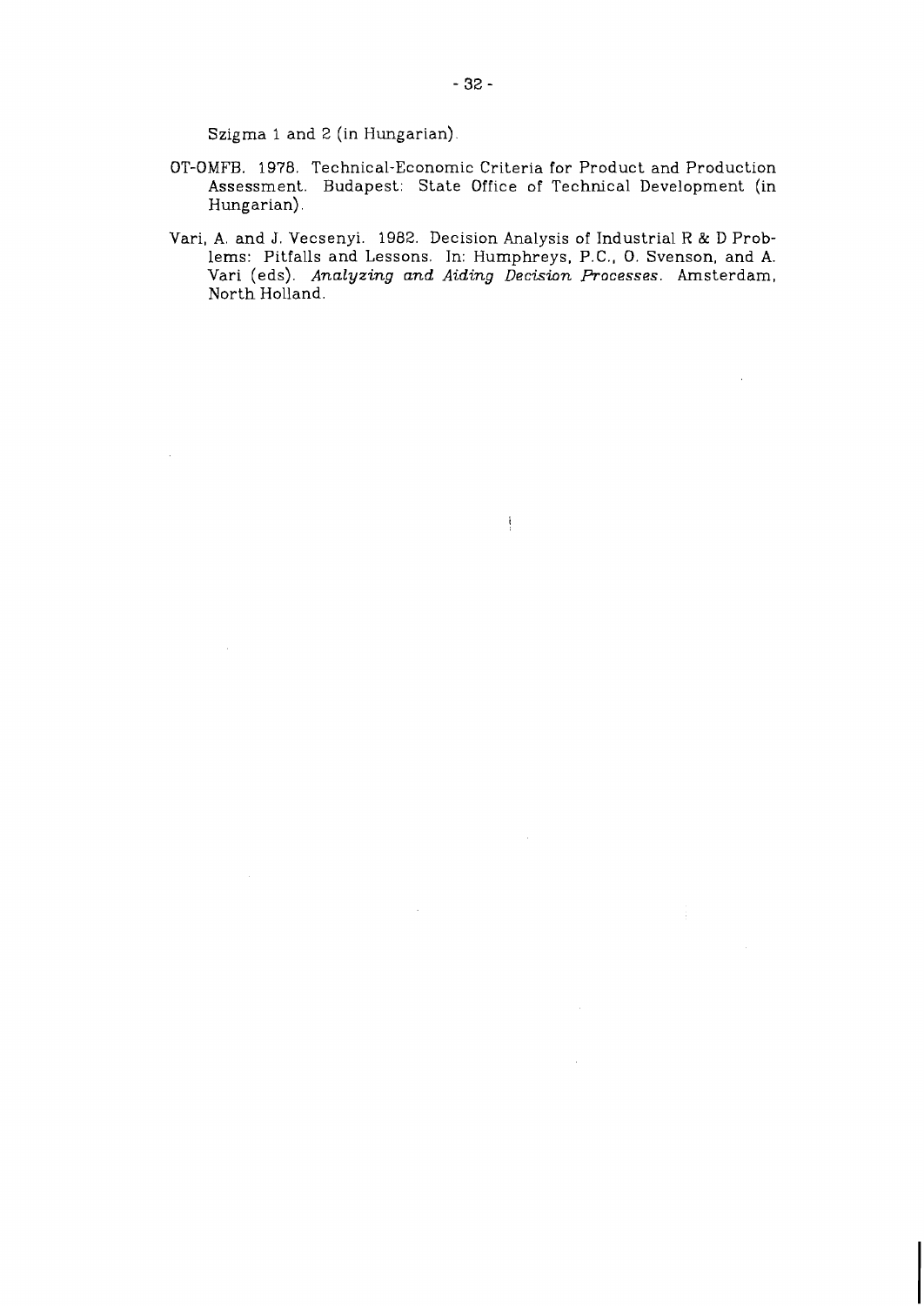Szigma 1 and 2 (in Hungarian).

OT-OMFB. 1978. Technical-Economic Criteria for Product and Production Assessment. Budapest: State Office of Technical Development (in Hungarian).

Vari, A. and J. Vecsenyi. 1982. Decision Analysis of Industrial R & D Problems: Pitfalls and Lessons. In: Humphreys, P.C., O. Svenson, and A. Vari (eds). *Analyzing and Aiding Decision Processes*. Amsterdam, North Holland.